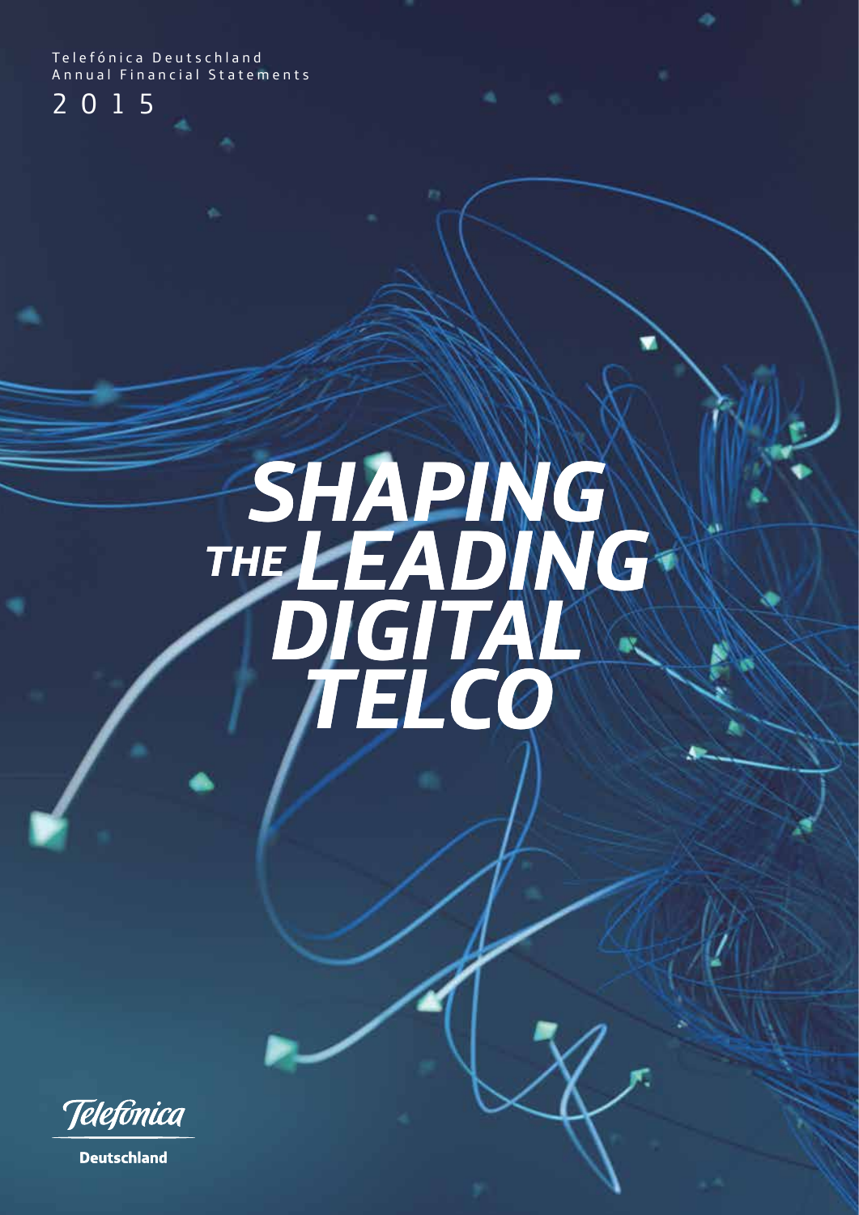Telefónica Deutschland
Annual Financial Statements
2015

# SHAPING THE LEADING DIGITAL TELCO

Telefónica

Deutschland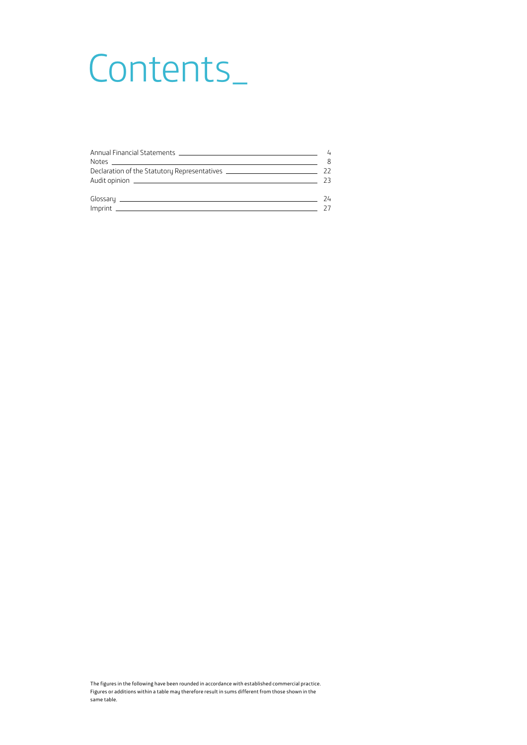# Contents_

| | |
|---|---|
| Annual Financial Statements | 4 |
| Notes | 8 |
| Declaration of the Statutory Representatives | 22 |
| Audit opinion | 23 |
| Glossary | 24 |
| Imprint | 27 |

The figures in the following have been rounded in accordance with established commercial practice. Figures or additions within a table may therefore result in sums different from those shown in the same table.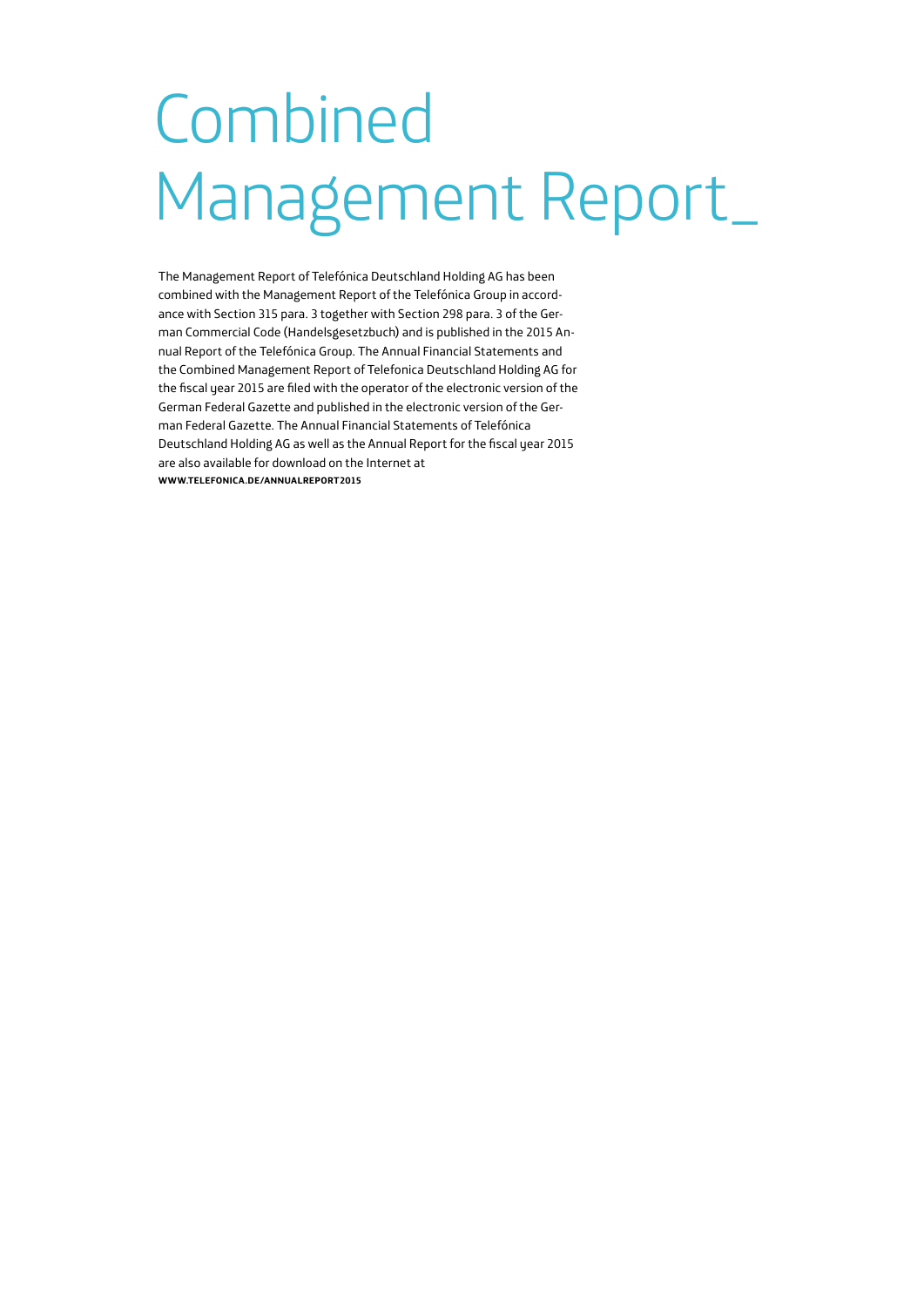# Combined Management Report_

The Management Report of Telefónica Deutschland Holding AG has been combined with the Management Report of the Telefónica Group in accordance with Section 315 para. 3 together with Section 298 para. 3 of the German Commercial Code (Handelsgesetzbuch) and is published in the 2015 Annual Report of the Telefónica Group. The Annual Financial Statements and the Combined Management Report of Telefonica Deutschland Holding AG for the fiscal year 2015 are filed with the operator of the electronic version of the German Federal Gazette and published in the electronic version of the German Federal Gazette. The Annual Financial Statements of Telefónica Deutschland Holding AG as well as the Annual Report for the fiscal year 2015 are also available for download on the Internet at **WWW.TELEFONICA.DE/ANNUALREPORT2015**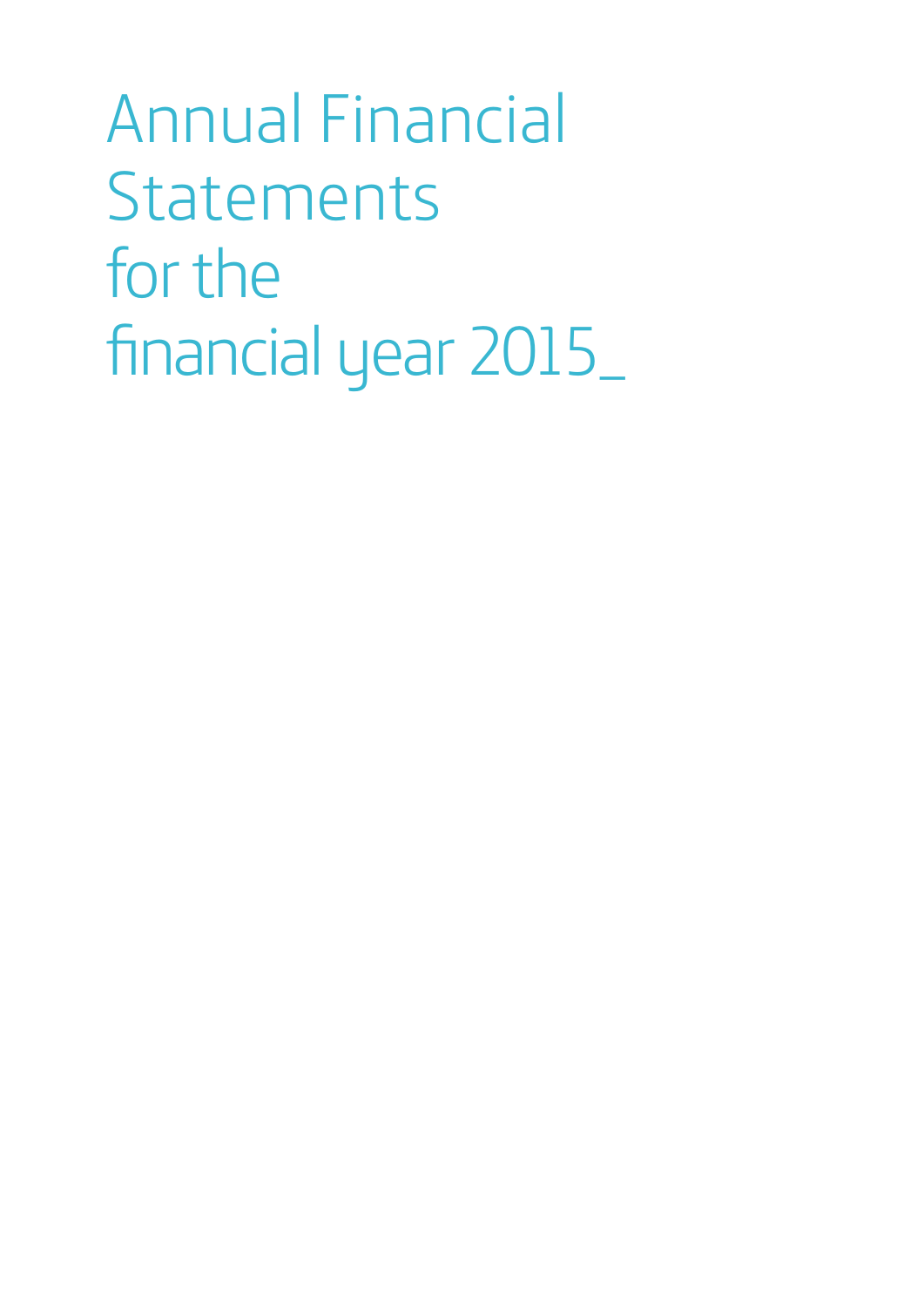# Annual Financial Statements for the financial year 2015_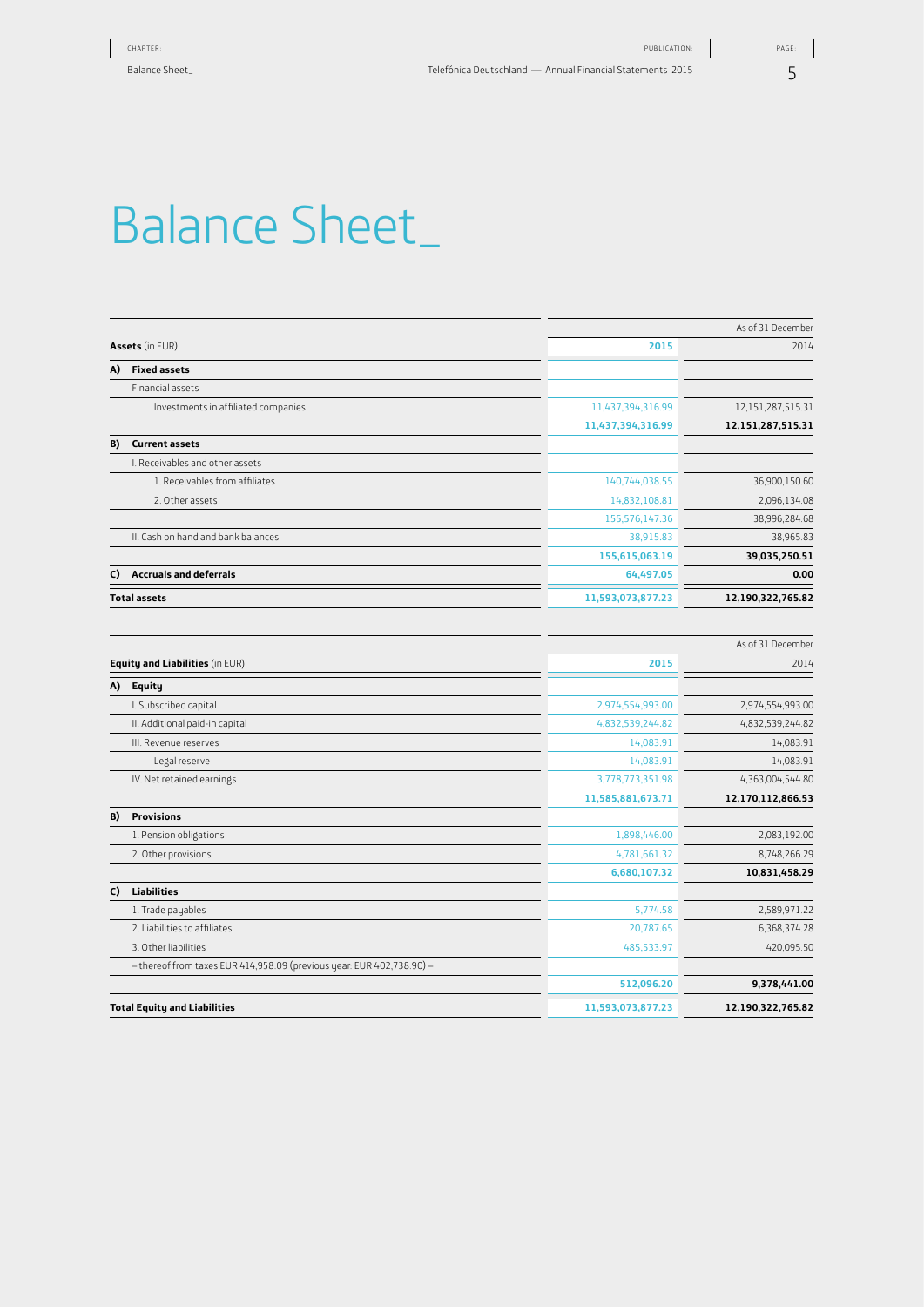# Balance Sheet_

| Assets (in EUR) | As of 31 December 2015 | 2014 |
|---|---|---|
| **A) Fixed assets** | | |
| Financial assets | | |
| Investments in affiliated companies | 11,437,394,316.99 | 12,151,287,515.31 |
| | **11,437,394,316.99** | **12,151,287,515.31** |
| **B) Current assets** | | |
| I. Receivables and other assets | | |
| 1. Receivables from affiliates | 140,744,038.55 | 36,900,150.60 |
| 2. Other assets | 14,832,108.81 | 2,096,134.08 |
| | 155,576,147.36 | 38,996,284.68 |
| II. Cash on hand and bank balances | 38,915.83 | 38,965.83 |
| | **155,615,063.19** | **39,035,250.51** |
| **C) Accruals and deferrals** | **64,497.05** | **0.00** |
| **Total assets** | **11,593,073,877.23** | **12,190,322,765.82** |

| Equity and Liabilities (in EUR) | As of 31 December 2015 | 2014 |
|---|---|---|
| **A) Equity** | | |
| I. Subscribed capital | 2,974,554,993.00 | 2,974,554,993.00 |
| II. Additional paid-in capital | 4,832,539,244.82 | 4,832,539,244.82 |
| III. Revenue reserves | 14,083.91 | 14,083.91 |
| Legal reserve | 14,083.91 | 14,083.91 |
| IV. Net retained earnings | 3,778,773,351.98 | 4,363,004,544.80 |
| | **11,585,881,673.71** | **12,170,112,866.53** |
| **B) Provisions** | | |
| 1. Pension obligations | 1,898,446.00 | 2,083,192.00 |
| 2. Other provisions | 4,781,661.32 | 8,748,266.29 |
| | **6,680,107.32** | **10,831,458.29** |
| **C) Liabilities** | | |
| 1. Trade payables | 5,774.58 | 2,589,971.22 |
| 2. Liabilities to affiliates | 20,787.65 | 6,368,374.28 |
| 3. Other liabilities | 485,533.97 | 420,095.50 |
| – thereof from taxes EUR 414,958.09 (previous year: EUR 402,738.90) – | | |
| | **512,096.20** | **9,378,441.00** |
| **Total Equity and Liabilities** | **11,593,073,877.23** | **12,190,322,765.82** |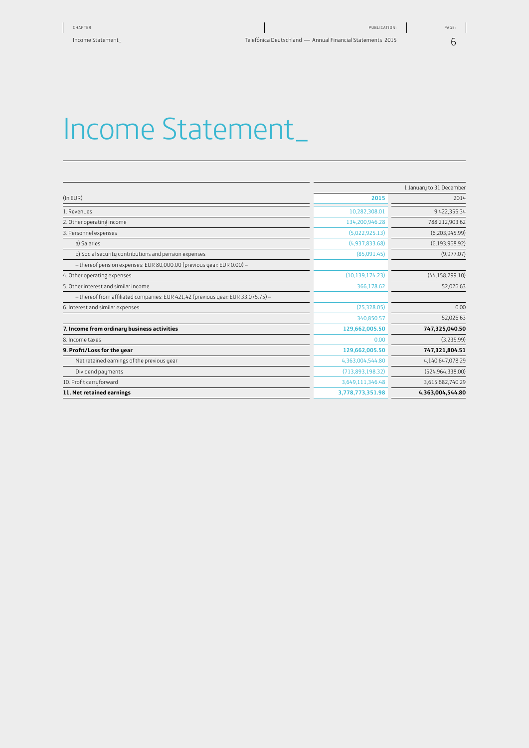# Income Statement_

| (In EUR) | 1 January to 31 December 2015 | 2014 |
|---|---|---|
| 1. Revenues | 10,282,308.01 | 9,422,355.34 |
| 2. Other operating income | 134,200,946.28 | 788,212,903.62 |
| 3. Personnel expenses | (5,022,925.13) | (6,203,945.99) |
| a) Salaries | (4,937,833.68) | (6,193,968.92) |
| b) Social security contributions and pension expenses | (85,091.45) | (9,977.07) |
| – thereof pension expenses: EUR 80,000.00 (previous year: EUR 0.00) – | | |
| 4. Other operating expenses | (10,139,174.23) | (44,158,299.10) |
| 5. Other interest and similar income | 366,178.62 | 52,026.63 |
| – thereof from affiliated companies: EUR 421,42 (previous year: EUR 33,075.75) – | | |
| 6. Interest and similar expenses | (25,328.05) | 0.00 |
| | 340,850.57 | 52,026.63 |
| **7. Income from ordinary business activities** | **129,662,005.50** | **747,325,040.50** |
| 8. Income taxes | 0.00 | (3,235.99) |
| **9. Profit/Loss for the year** | **129,662,005.50** | **747,321,804.51** |
| Net retained earnings of the previous year | 4,363,004,544.80 | 4,140,647,078.29 |
| Dividend payments | (713,893,198.32) | (524,964,338.00) |
| 10. Profit carryforward | 3,649,111,346.48 | 3,615,682,740.29 |
| **11. Net retained earnings** | **3,778,773,351.98** | **4,363,004,544.80** |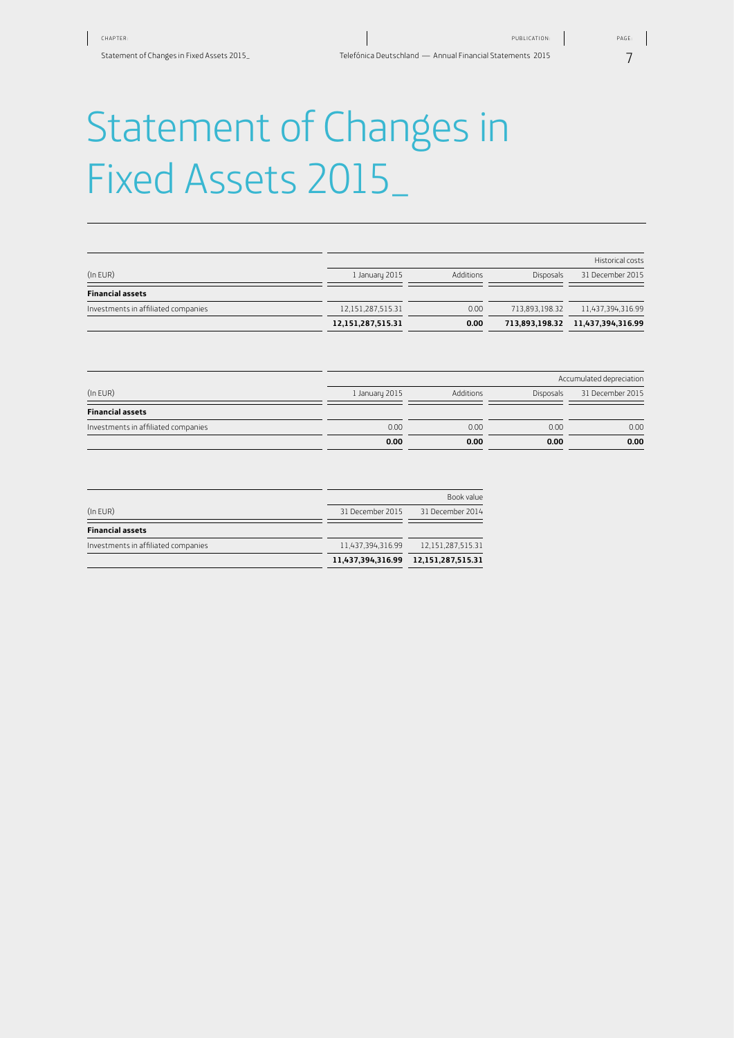# Statement of Changes in Fixed Assets 2015_

| (In EUR) | Historical costs | | | |
|---|---|---|---|---|
| | 1 January 2015 | Additions | Disposals | 31 December 2015 |
| **Financial assets** | | | | |
| Investments in affiliated companies | 12,151,287,515.31 | 0.00 | 713,893,198.32 | 11,437,394,316.99 |
| | **12,151,287,515.31** | **0.00** | **713,893,198.32** | **11,437,394,316.99** |

| (In EUR) | Accumulated depreciation | | | |
|---|---|---|---|---|
| | 1 January 2015 | Additions | Disposals | 31 December 2015 |
| **Financial assets** | | | | |
| Investments in affiliated companies | 0.00 | 0.00 | 0.00 | 0.00 |
| | **0.00** | **0.00** | **0.00** | **0.00** |

| (In EUR) | Book value | |
|---|---|---|
| | 31 December 2015 | 31 December 2014 |
| **Financial assets** | | |
| Investments in affiliated companies | 11,437,394,316.99 | 12,151,287,515.31 |
| | **11,437,394,316.99** | **12,151,287,515.31** |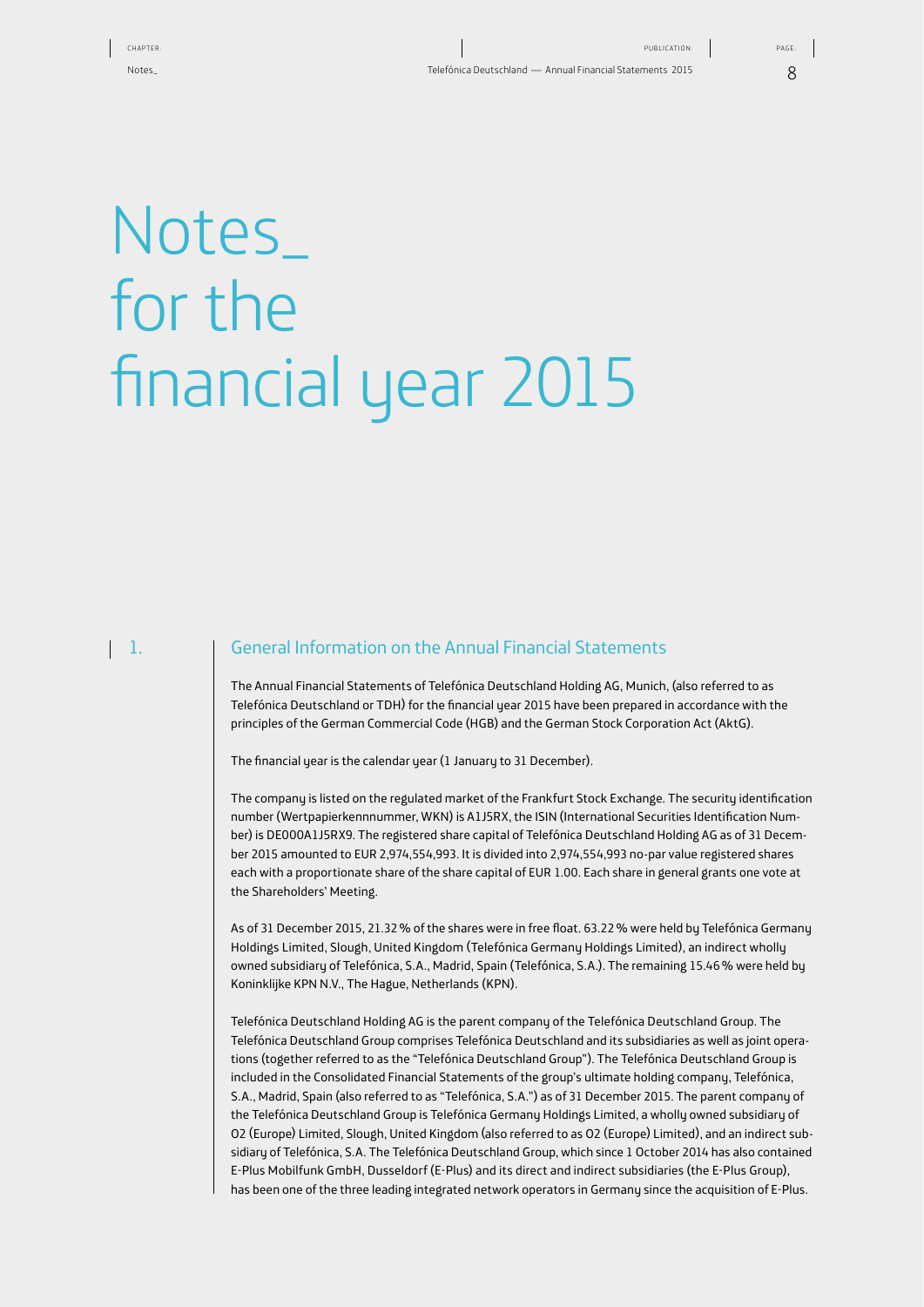# Notes_ for the financial year 2015

## 1. General Information on the Annual Financial Statements

The Annual Financial Statements of Telefónica Deutschland Holding AG, Munich, (also referred to as Telefónica Deutschland or TDH) for the financial year 2015 have been prepared in accordance with the principles of the German Commercial Code (HGB) and the German Stock Corporation Act (AktG).

The financial year is the calendar year (1 January to 31 December).

The company is listed on the regulated market of the Frankfurt Stock Exchange. The security identification number (Wertpapierkennnummer, WKN) is A1J5RX, the ISIN (International Securities Identification Number) is DE000A1J5RX9. The registered share capital of Telefónica Deutschland Holding AG as of 31 December 2015 amounted to EUR 2,974,554,993. It is divided into 2,974,554,993 no-par value registered shares each with a proportionate share of the share capital of EUR 1.00. Each share in general grants one vote at the Shareholders' Meeting.

As of 31 December 2015, 21.32 % of the shares were in free float. 63.22 % were held by Telefónica Germany Holdings Limited, Slough, United Kingdom (Telefónica Germany Holdings Limited), an indirect wholly owned subsidiary of Telefónica, S.A., Madrid, Spain (Telefónica, S.A.). The remaining 15.46 % were held by Koninklijke KPN N.V., The Hague, Netherlands (KPN).

Telefónica Deutschland Holding AG is the parent company of the Telefónica Deutschland Group. The Telefónica Deutschland Group comprises Telefónica Deutschland and its subsidiaries as well as joint operations (together referred to as the "Telefónica Deutschland Group"). The Telefónica Deutschland Group is included in the Consolidated Financial Statements of the group's ultimate holding company, Telefónica, S.A., Madrid, Spain (also referred to as "Telefónica, S.A.") as of 31 December 2015. The parent company of the Telefónica Deutschland Group is Telefónica Germany Holdings Limited, a wholly owned subsidiary of O2 (Europe) Limited, Slough, United Kingdom (also referred to as O2 (Europe) Limited), and an indirect subsidiary of Telefónica, S.A. The Telefónica Deutschland Group, which since 1 October 2014 has also contained E-Plus Mobilfunk GmbH, Dusseldorf (E-Plus) and its direct and indirect subsidiaries (the E-Plus Group), has been one of the three leading integrated network operators in Germany since the acquisition of E-Plus.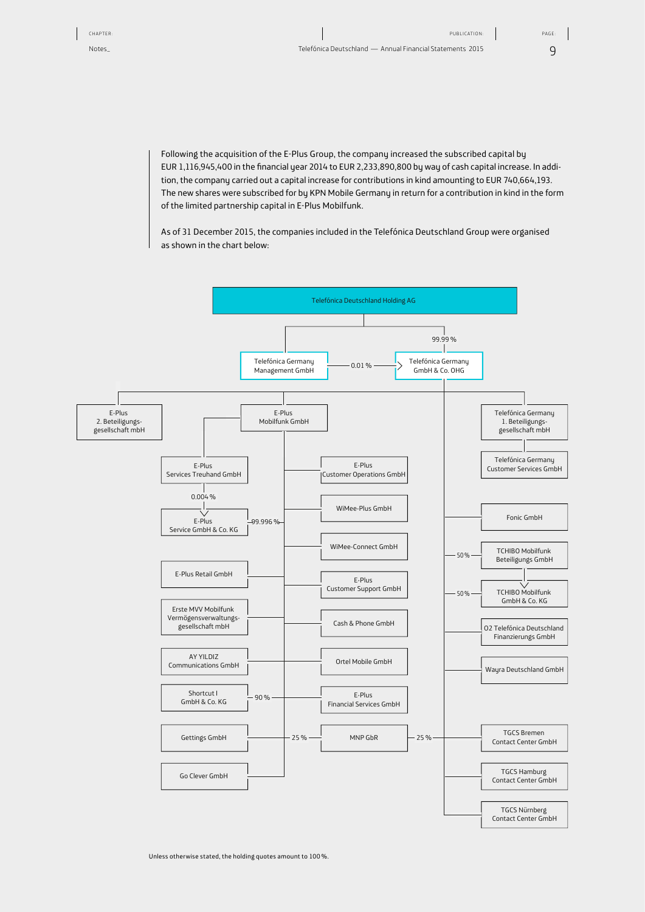Following the acquisition of the E-Plus Group, the company increased the subscribed capital by EUR 1,116,945,400 in the financial year 2014 to EUR 2,233,890,800 by way of cash capital increase. In addition, the company carried out a capital increase for contributions in kind amounting to EUR 740,664,193. The new shares were subscribed for by KPN Mobile Germany in return for a contribution in kind in the form of the limited partnership capital in E-Plus Mobilfunk.

As of 31 December 2015, the companies included in the Telefónica Deutschland Group were organised as shown in the chart below:

Telefónica Deutschland Holding AG

- Telefónica Germany Management GmbH
  - 0.01 % → Telefónica Germany GmbH & Co. OHG
- 99.99 % Telefónica Germany GmbH & Co. OHG
  - E-Plus 2. Beteiligungsgesellschaft mbH
  - E-Plus Mobilfunk GmbH
    - E-Plus Services Treuhand GmbH
      - 0.004 % E-Plus Service GmbH & Co. KG
    - 99.996 % E-Plus Service GmbH & Co. KG
    - E-Plus Retail GmbH
    - Erste MVV Mobilfunk Vermögensverwaltungsgesellschaft mbH
    - AY YILDIZ Communications GmbH
    - 90 % Shortcut I GmbH & Co. KG
    - Gettings GmbH
    - Go Clever GmbH
    - E-Plus Customer Operations GmbH
    - WiMee-Plus GmbH
    - WiMee-Connect GmbH
    - E-Plus Customer Support GmbH
    - Cash & Phone GmbH
    - Ortel Mobile GmbH
    - E-Plus Financial Services GmbH
    - 25 % MNP GbR
  - 25 % MNP GbR
  - Telefónica Germany 1. Beteiligungsgesellschaft mbH
    - Telefónica Germany Customer Services GmbH
  - Fonic GmbH
  - 50 % TCHIBO Mobilfunk Beteiligungs GmbH
    - TCHIBO Mobilfunk GmbH & Co. KG
  - 50 % TCHIBO Mobilfunk GmbH & Co. KG
  - O2 Telefónica Deutschland Finanzierungs GmbH
  - Wayra Deutschland GmbH
  - TGCS Bremen Contact Center GmbH
  - TGCS Hamburg Contact Center GmbH
  - TGCS Nürnberg Contact Center GmbH

Unless otherwise stated, the holding quotes amount to 100 %.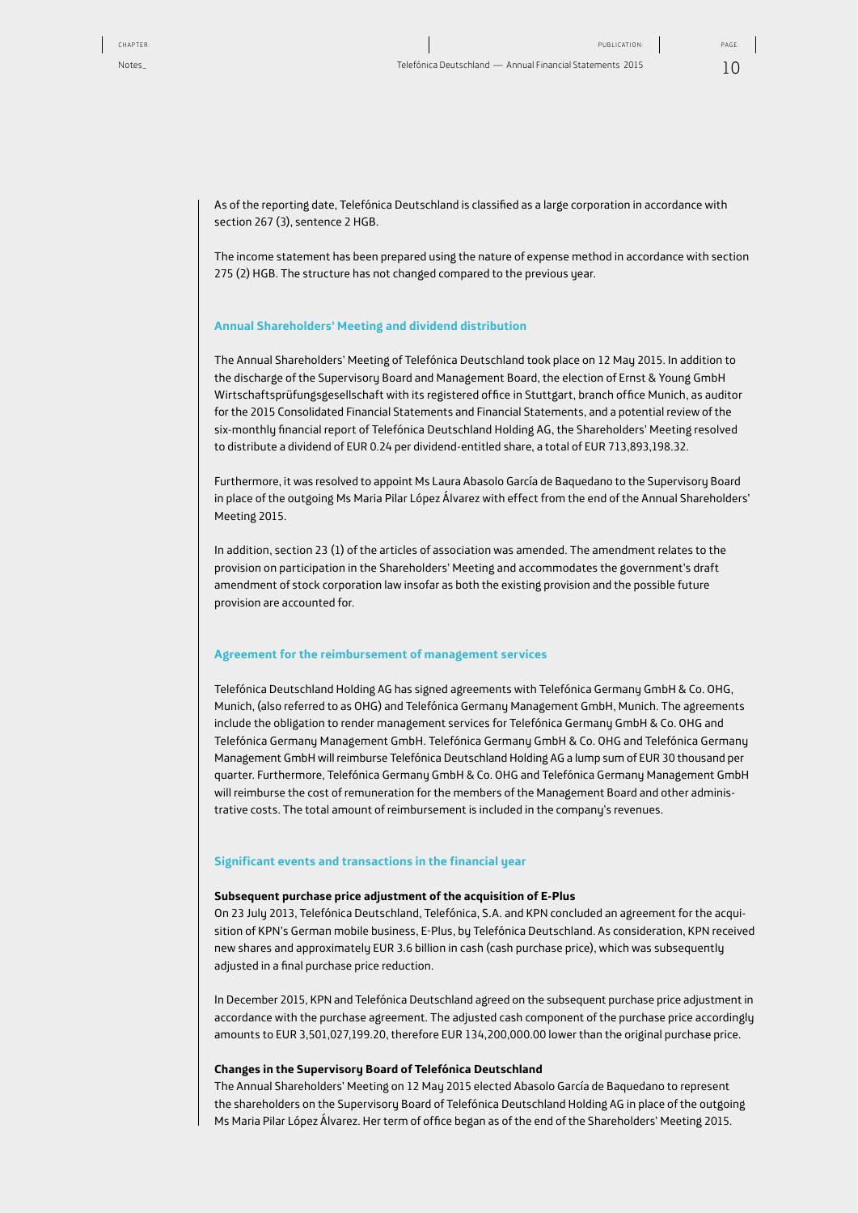As of the reporting date, Telefónica Deutschland is classified as a large corporation in accordance with section 267 (3), sentence 2 HGB.

The income statement has been prepared using the nature of expense method in accordance with section 275 (2) HGB. The structure has not changed compared to the previous year.

### Annual Shareholders' Meeting and dividend distribution

The Annual Shareholders' Meeting of Telefónica Deutschland took place on 12 May 2015. In addition to the discharge of the Supervisory Board and Management Board, the election of Ernst & Young GmbH Wirtschaftsprüfungsgesellschaft with its registered office in Stuttgart, branch office Munich, as auditor for the 2015 Consolidated Financial Statements and Financial Statements, and a potential review of the six-monthly financial report of Telefónica Deutschland Holding AG, the Shareholders' Meeting resolved to distribute a dividend of EUR 0.24 per dividend-entitled share, a total of EUR 713,893,198.32.

Furthermore, it was resolved to appoint Ms Laura Abasolo García de Baquedano to the Supervisory Board in place of the outgoing Ms Maria Pilar López Álvarez with effect from the end of the Annual Shareholders' Meeting 2015.

In addition, section 23 (1) of the articles of association was amended. The amendment relates to the provision on participation in the Shareholders' Meeting and accommodates the government's draft amendment of stock corporation law insofar as both the existing provision and the possible future provision are accounted for.

### Agreement for the reimbursement of management services

Telefónica Deutschland Holding AG has signed agreements with Telefónica Germany GmbH & Co. OHG, Munich, (also referred to as OHG) and Telefónica Germany Management GmbH, Munich. The agreements include the obligation to render management services for Telefónica Germany GmbH & Co. OHG and Telefónica Germany Management GmbH. Telefónica Germany GmbH & Co. OHG and Telefónica Germany Management GmbH will reimburse Telefónica Deutschland Holding AG a lump sum of EUR 30 thousand per quarter. Furthermore, Telefónica Germany GmbH & Co. OHG and Telefónica Germany Management GmbH will reimburse the cost of remuneration for the members of the Management Board and other administrative costs. The total amount of reimbursement is included in the company's revenues.

### Significant events and transactions in the financial year

**Subsequent purchase price adjustment of the acquisition of E-Plus**

On 23 July 2013, Telefónica Deutschland, Telefónica, S.A. and KPN concluded an agreement for the acquisition of KPN's German mobile business, E-Plus, by Telefónica Deutschland. As consideration, KPN received new shares and approximately EUR 3.6 billion in cash (cash purchase price), which was subsequently adjusted in a final purchase price reduction.

In December 2015, KPN and Telefónica Deutschland agreed on the subsequent purchase price adjustment in accordance with the purchase agreement. The adjusted cash component of the purchase price accordingly amounts to EUR 3,501,027,199.20, therefore EUR 134,200,000.00 lower than the original purchase price.

**Changes in the Supervisory Board of Telefónica Deutschland**

The Annual Shareholders' Meeting on 12 May 2015 elected Abasolo García de Baquedano to represent the shareholders on the Supervisory Board of Telefónica Deutschland Holding AG in place of the outgoing Ms Maria Pilar López Álvarez. Her term of office began as of the end of the Shareholders' Meeting 2015.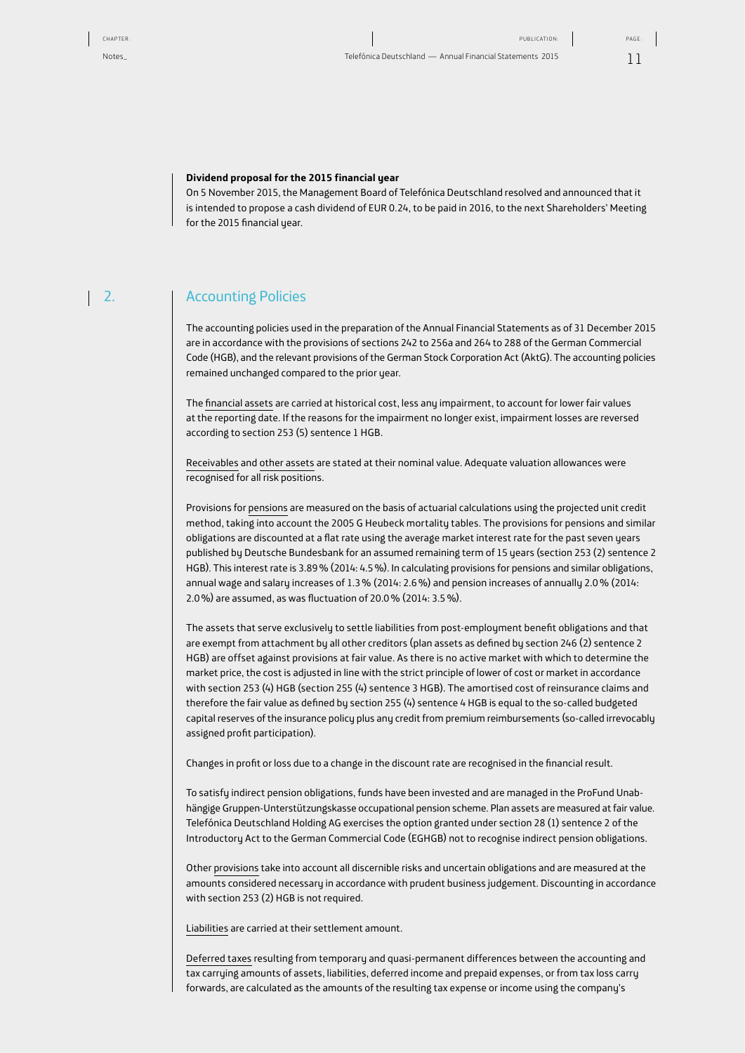**Dividend proposal for the 2015 financial year**

On 5 November 2015, the Management Board of Telefónica Deutschland resolved and announced that it is intended to propose a cash dividend of EUR 0.24, to be paid in 2016, to the next Shareholders' Meeting for the 2015 financial year.

## 2. Accounting Policies

The accounting policies used in the preparation of the Annual Financial Statements as of 31 December 2015 are in accordance with the provisions of sections 242 to 256a and 264 to 288 of the German Commercial Code (HGB), and the relevant provisions of the German Stock Corporation Act (AktG). The accounting policies remained unchanged compared to the prior year.

The financial assets are carried at historical cost, less any impairment, to account for lower fair values at the reporting date. If the reasons for the impairment no longer exist, impairment losses are reversed according to section 253 (5) sentence 1 HGB.

Receivables and other assets are stated at their nominal value. Adequate valuation allowances were recognised for all risk positions.

Provisions for pensions are measured on the basis of actuarial calculations using the projected unit credit method, taking into account the 2005 G Heubeck mortality tables. The provisions for pensions and similar obligations are discounted at a flat rate using the average market interest rate for the past seven years published by Deutsche Bundesbank for an assumed remaining term of 15 years (section 253 (2) sentence 2 HGB). This interest rate is 3.89 % (2014: 4.5 %). In calculating provisions for pensions and similar obligations, annual wage and salary increases of 1.3 % (2014: 2.6 %) and pension increases of annually 2.0 % (2014: 2.0 %) are assumed, as was fluctuation of 20.0 % (2014: 3.5 %).

The assets that serve exclusively to settle liabilities from post-employment benefit obligations and that are exempt from attachment by all other creditors (plan assets as defined by section 246 (2) sentence 2 HGB) are offset against provisions at fair value. As there is no active market with which to determine the market price, the cost is adjusted in line with the strict principle of lower of cost or market in accordance with section 253 (4) HGB (section 255 (4) sentence 3 HGB). The amortised cost of reinsurance claims and therefore the fair value as defined by section 255 (4) sentence 4 HGB is equal to the so-called budgeted capital reserves of the insurance policy plus any credit from premium reimbursements (so-called irrevocably assigned profit participation).

Changes in profit or loss due to a change in the discount rate are recognised in the financial result.

To satisfy indirect pension obligations, funds have been invested and are managed in the ProFund Unabhängige Gruppen-Unterstützungskasse occupational pension scheme. Plan assets are measured at fair value. Telefónica Deutschland Holding AG exercises the option granted under section 28 (1) sentence 2 of the Introductory Act to the German Commercial Code (EGHGB) not to recognise indirect pension obligations.

Other provisions take into account all discernible risks and uncertain obligations and are measured at the amounts considered necessary in accordance with prudent business judgement. Discounting in accordance with section 253 (2) HGB is not required.

Liabilities are carried at their settlement amount.

Deferred taxes resulting from temporary and quasi-permanent differences between the accounting and tax carrying amounts of assets, liabilities, deferred income and prepaid expenses, or from tax loss carry forwards, are calculated as the amounts of the resulting tax expense or income using the company's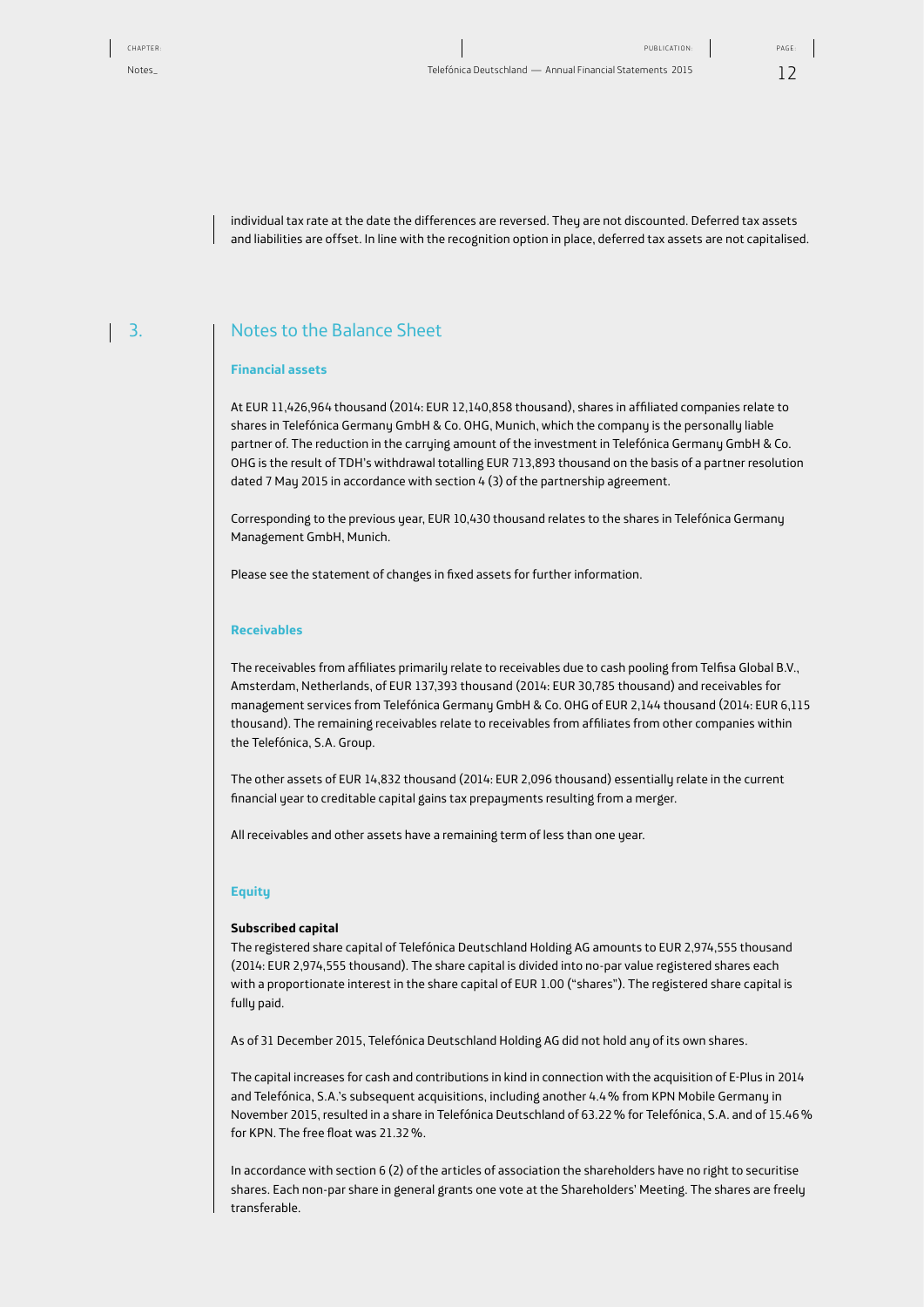individual tax rate at the date the differences are reversed. They are not discounted. Deferred tax assets and liabilities are offset. In line with the recognition option in place, deferred tax assets are not capitalised.

# 3. Notes to the Balance Sheet

### Financial assets

At EUR 11,426,964 thousand (2014: EUR 12,140,858 thousand), shares in affiliated companies relate to shares in Telefónica Germany GmbH & Co. OHG, Munich, which the company is the personally liable partner of. The reduction in the carrying amount of the investment in Telefónica Germany GmbH & Co. OHG is the result of TDH's withdrawal totalling EUR 713,893 thousand on the basis of a partner resolution dated 7 May 2015 in accordance with section 4 (3) of the partnership agreement.

Corresponding to the previous year, EUR 10,430 thousand relates to the shares in Telefónica Germany Management GmbH, Munich.

Please see the statement of changes in fixed assets for further information.

### Receivables

The receivables from affiliates primarily relate to receivables due to cash pooling from Telfisa Global B.V., Amsterdam, Netherlands, of EUR 137,393 thousand (2014: EUR 30,785 thousand) and receivables for management services from Telefónica Germany GmbH & Co. OHG of EUR 2,144 thousand (2014: EUR 6,115 thousand). The remaining receivables relate to receivables from affiliates from other companies within the Telefónica, S.A. Group.

The other assets of EUR 14,832 thousand (2014: EUR 2,096 thousand) essentially relate in the current financial year to creditable capital gains tax prepayments resulting from a merger.

All receivables and other assets have a remaining term of less than one year.

### Equity

**Subscribed capital**

The registered share capital of Telefónica Deutschland Holding AG amounts to EUR 2,974,555 thousand (2014: EUR 2,974,555 thousand). The share capital is divided into no-par value registered shares each with a proportionate interest in the share capital of EUR 1.00 ("shares"). The registered share capital is fully paid.

As of 31 December 2015, Telefónica Deutschland Holding AG did not hold any of its own shares.

The capital increases for cash and contributions in kind in connection with the acquisition of E-Plus in 2014 and Telefónica, S.A.'s subsequent acquisitions, including another 4.4 % from KPN Mobile Germany in November 2015, resulted in a share in Telefónica Deutschland of 63.22 % for Telefónica, S.A. and of 15.46 % for KPN. The free float was 21.32 %.

In accordance with section 6 (2) of the articles of association the shareholders have no right to securitise shares. Each non-par share in general grants one vote at the Shareholders' Meeting. The shares are freely transferable.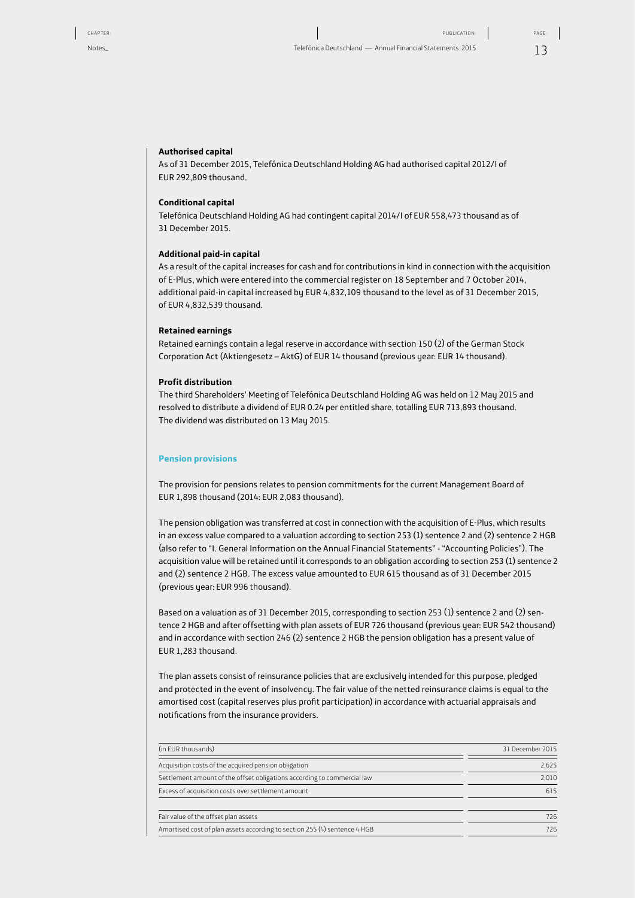### Authorised capital

As of 31 December 2015, Telefónica Deutschland Holding AG had authorised capital 2012/I of EUR 292,809 thousand.

### Conditional capital

Telefónica Deutschland Holding AG had contingent capital 2014/I of EUR 558,473 thousand as of 31 December 2015.

### Additional paid-in capital

As a result of the capital increases for cash and for contributions in kind in connection with the acquisition of E-Plus, which were entered into the commercial register on 18 September and 7 October 2014, additional paid-in capital increased by EUR 4,832,109 thousand to the level as of 31 December 2015, of EUR 4,832,539 thousand.

### Retained earnings

Retained earnings contain a legal reserve in accordance with section 150 (2) of the German Stock Corporation Act (Aktiengesetz – AktG) of EUR 14 thousand (previous year: EUR 14 thousand).

### Profit distribution

The third Shareholders' Meeting of Telefónica Deutschland Holding AG was held on 12 May 2015 and resolved to distribute a dividend of EUR 0.24 per entitled share, totalling EUR 713,893 thousand. The dividend was distributed on 13 May 2015.

## Pension provisions

The provision for pensions relates to pension commitments for the current Management Board of EUR 1,898 thousand (2014: EUR 2,083 thousand).

The pension obligation was transferred at cost in connection with the acquisition of E-Plus, which results in an excess value compared to a valuation according to section 253 (1) sentence 2 and (2) sentence 2 HGB (also refer to "I. General Information on the Annual Financial Statements" - "Accounting Policies"). The acquisition value will be retained until it corresponds to an obligation according to section 253 (1) sentence 2 and (2) sentence 2 HGB. The excess value amounted to EUR 615 thousand as of 31 December 2015 (previous year: EUR 996 thousand).

Based on a valuation as of 31 December 2015, corresponding to section 253 (1) sentence 2 and (2) sentence 2 HGB and after offsetting with plan assets of EUR 726 thousand (previous year: EUR 542 thousand) and in accordance with section 246 (2) sentence 2 HGB the pension obligation has a present value of EUR 1,283 thousand.

The plan assets consist of reinsurance policies that are exclusively intended for this purpose, pledged and protected in the event of insolvency. The fair value of the netted reinsurance claims is equal to the amortised cost (capital reserves plus profit participation) in accordance with actuarial appraisals and notifications from the insurance providers.

| (in EUR thousands) | 31 December 2015 |
|---|---|
| Acquisition costs of the acquired pension obligation | 2,625 |
| Settlement amount of the offset obligations according to commercial law | 2,010 |
| Excess of acquisition costs over settlement amount | 615 |
| | |
| Fair value of the offset plan assets | 726 |
| Amortised cost of plan assets according to section 255 (4) sentence 4 HGB | 726 |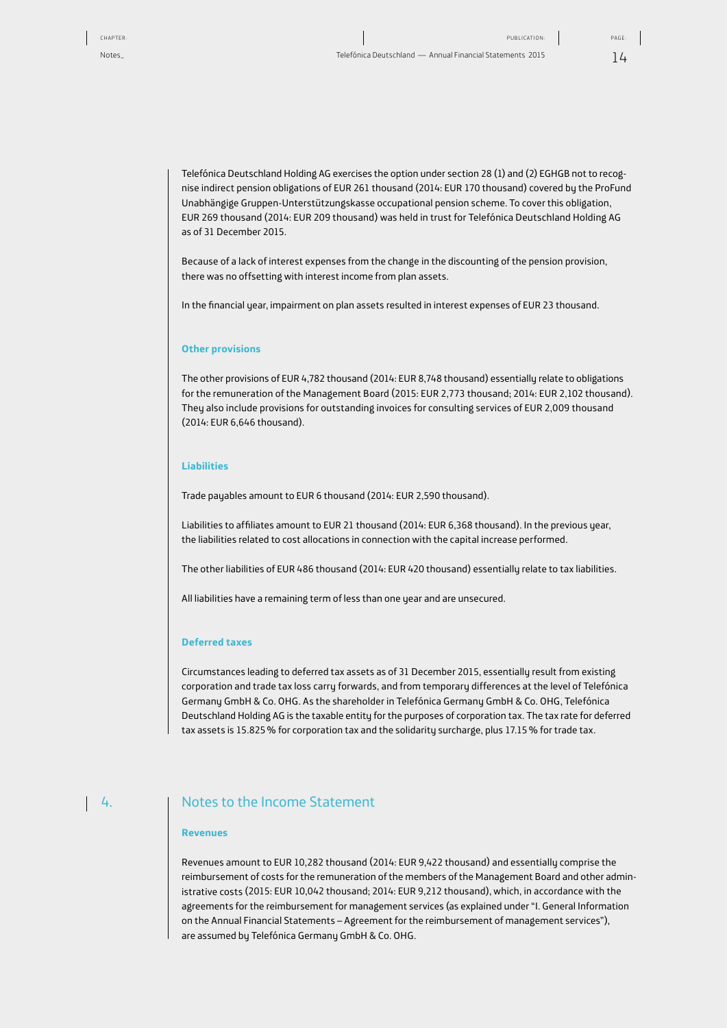Telefónica Deutschland Holding AG exercises the option under section 28 (1) and (2) EGHGB not to recognise indirect pension obligations of EUR 261 thousand (2014: EUR 170 thousand) covered by the ProFund Unabhängige Gruppen-Unterstützungskasse occupational pension scheme. To cover this obligation, EUR 269 thousand (2014: EUR 209 thousand) was held in trust for Telefónica Deutschland Holding AG as of 31 December 2015.

Because of a lack of interest expenses from the change in the discounting of the pension provision, there was no offsetting with interest income from plan assets.

In the financial year, impairment on plan assets resulted in interest expenses of EUR 23 thousand.

### Other provisions

The other provisions of EUR 4,782 thousand (2014: EUR 8,748 thousand) essentially relate to obligations for the remuneration of the Management Board (2015: EUR 2,773 thousand; 2014: EUR 2,102 thousand). They also include provisions for outstanding invoices for consulting services of EUR 2,009 thousand (2014: EUR 6,646 thousand).

### Liabilities

Trade payables amount to EUR 6 thousand (2014: EUR 2,590 thousand).

Liabilities to affiliates amount to EUR 21 thousand (2014: EUR 6,368 thousand). In the previous year, the liabilities related to cost allocations in connection with the capital increase performed.

The other liabilities of EUR 486 thousand (2014: EUR 420 thousand) essentially relate to tax liabilities.

All liabilities have a remaining term of less than one year and are unsecured.

### Deferred taxes

Circumstances leading to deferred tax assets as of 31 December 2015, essentially result from existing corporation and trade tax loss carry forwards, and from temporary differences at the level of Telefónica Germany GmbH & Co. OHG. As the shareholder in Telefónica Germany GmbH & Co. OHG, Telefónica Deutschland Holding AG is the taxable entity for the purposes of corporation tax. The tax rate for deferred tax assets is 15.825 % for corporation tax and the solidarity surcharge, plus 17.15 % for trade tax.

## 4. Notes to the Income Statement

### Revenues

Revenues amount to EUR 10,282 thousand (2014: EUR 9,422 thousand) and essentially comprise the reimbursement of costs for the remuneration of the members of the Management Board and other administrative costs (2015: EUR 10,042 thousand; 2014: EUR 9,212 thousand), which, in accordance with the agreements for the reimbursement for management services (as explained under "I. General Information on the Annual Financial Statements – Agreement for the reimbursement of management services"), are assumed by Telefónica Germany GmbH & Co. OHG.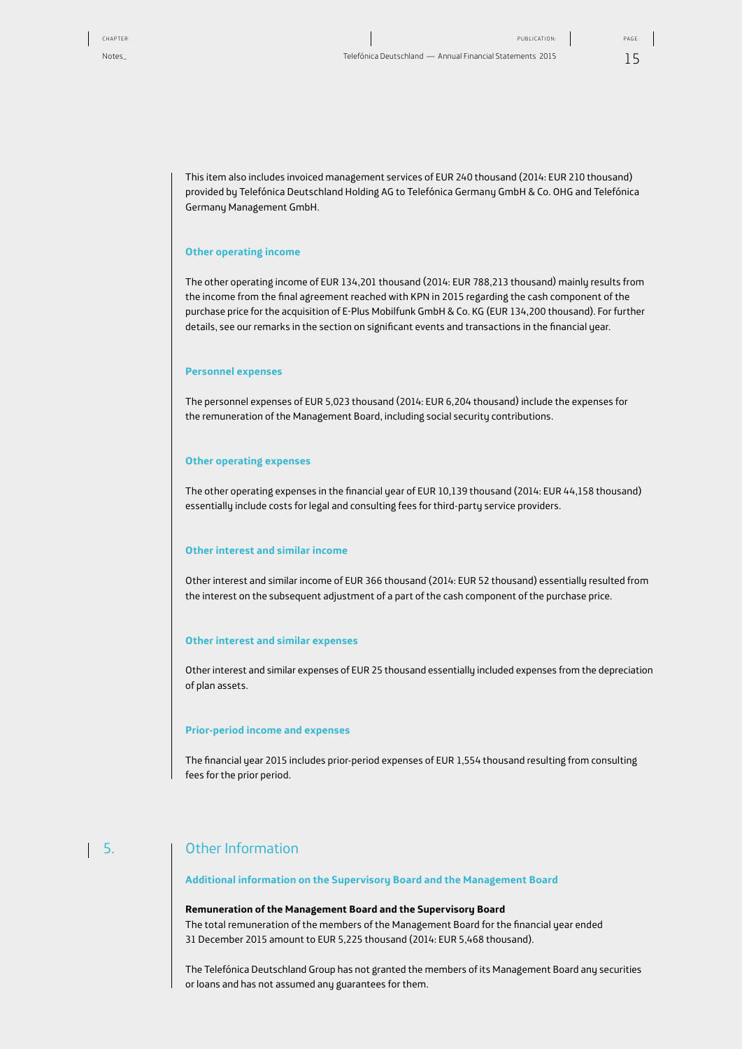This item also includes invoiced management services of EUR 240 thousand (2014: EUR 210 thousand) provided by Telefónica Deutschland Holding AG to Telefónica Germany GmbH & Co. OHG and Telefónica Germany Management GmbH.

### Other operating income

The other operating income of EUR 134,201 thousand (2014: EUR 788,213 thousand) mainly results from the income from the final agreement reached with KPN in 2015 regarding the cash component of the purchase price for the acquisition of E-Plus Mobilfunk GmbH & Co. KG (EUR 134,200 thousand). For further details, see our remarks in the section on significant events and transactions in the financial year.

### Personnel expenses

The personnel expenses of EUR 5,023 thousand (2014: EUR 6,204 thousand) include the expenses for the remuneration of the Management Board, including social security contributions.

### Other operating expenses

The other operating expenses in the financial year of EUR 10,139 thousand (2014: EUR 44,158 thousand) essentially include costs for legal and consulting fees for third-party service providers.

### Other interest and similar income

Other interest and similar income of EUR 366 thousand (2014: EUR 52 thousand) essentially resulted from the interest on the subsequent adjustment of a part of the cash component of the purchase price.

### Other interest and similar expenses

Other interest and similar expenses of EUR 25 thousand essentially included expenses from the depreciation of plan assets.

### Prior-period income and expenses

The financial year 2015 includes prior-period expenses of EUR 1,554 thousand resulting from consulting fees for the prior period.

## 5. Other Information

### Additional information on the Supervisory Board and the Management Board

**Remuneration of the Management Board and the Supervisory Board**
The total remuneration of the members of the Management Board for the financial year ended 31 December 2015 amount to EUR 5,225 thousand (2014: EUR 5,468 thousand).

The Telefónica Deutschland Group has not granted the members of its Management Board any securities or loans and has not assumed any guarantees for them.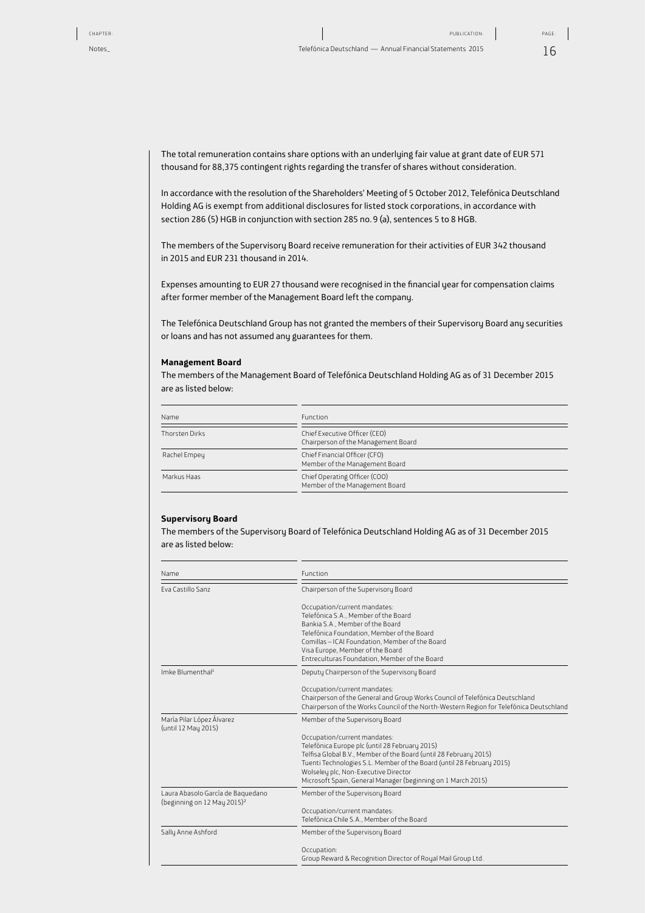The total remuneration contains share options with an underlying fair value at grant date of EUR 571 thousand for 88,375 contingent rights regarding the transfer of shares without consideration.

In accordance with the resolution of the Shareholders' Meeting of 5 October 2012, Telefónica Deutschland Holding AG is exempt from additional disclosures for listed stock corporations, in accordance with section 286 (5) HGB in conjunction with section 285 no. 9 (a), sentences 5 to 8 HGB.

The members of the Supervisory Board receive remuneration for their activities of EUR 342 thousand in 2015 and EUR 231 thousand in 2014.

Expenses amounting to EUR 27 thousand were recognised in the financial year for compensation claims after former member of the Management Board left the company.

The Telefónica Deutschland Group has not granted the members of their Supervisory Board any securities or loans and has not assumed any guarantees for them.

**Management Board**

The members of the Management Board of Telefónica Deutschland Holding AG as of 31 December 2015 are as listed below:

| Name | Function |
|---|---|
| Thorsten Dirks | Chief Executive Officer (CEO)<br>Chairperson of the Management Board |
| Rachel Empey | Chief Financial Officer (CFO)<br>Member of the Management Board |
| Markus Haas | Chief Operating Officer (COO)<br>Member of the Management Board |

**Supervisory Board**

The members of the Supervisory Board of Telefónica Deutschland Holding AG as of 31 December 2015 are as listed below:

| Name | Function |
|---|---|
| Eva Castillo Sanz | Chairperson of the Supervisory Board<br><br>Occupation/current mandates:<br>Telefónica S.A., Member of the Board<br>Bankia S.A., Member of the Board<br>Telefónica Foundation, Member of the Board<br>Comillas – ICAI Foundation, Member of the Board<br>Visa Europe, Member of the Board<br>Entreculturas Foundation, Member of the Board |
| Imke Blumenthal[1] | Deputy Chairperson of the Supervisory Board<br><br>Occupation/current mandates:<br>Chairperson of the General and Group Works Council of Telefónica Deutschland<br>Chairperson of the Works Council of the North-Western Region for Telefónica Deutschland |
| María Pilar López Álvarez (until 12 May 2015) | Member of the Supervisory Board<br><br>Occupation/current mandates:<br>Telefónica Europe plc (until 28 February 2015)<br>Telfisa Global B.V., Member of the Board (until 28 February 2015)<br>Tuenti Technologies S.L. Member of the Board (until 28 February 2015)<br>Wolseley plc, Non-Executive Director<br>Microsoft Spain, General Manager (beginning on 1 March 2015) |
| Laura Abasolo García de Baquedano (beginning on 12 May 2015)[2] | Member of the Supervisory Board<br><br>Occupation/current mandates:<br>Telefónica Chile S.A., Member of the Board |
| Sally Anne Ashford | Member of the Supervisory Board<br><br>Occupation:<br>Group Reward & Recognition Director of Royal Mail Group Ltd. |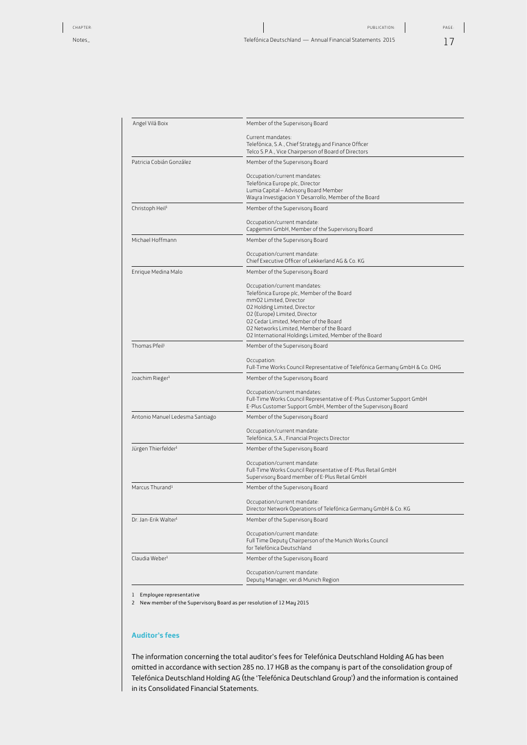| | |
|---|---|
| Angel Vilá Boix | Member of the Supervisory Board<br><br>Current mandates:<br>Telefónica, S.A., Chief Strategy and Finance Officer<br>Telco S.P.A., Vice Chairperson of Board of Directors |
| Patricia Cobián González | Member of the Supervisory Board<br><br>Occupation/current mandates:<br>Telefónica Europe plc, Director<br>Lumia Capital – Advisory Board Member<br>Wayra Investigacion Y Desarrollo, Member of the Board |
| Christoph Heil[1] | Member of the Supervisory Board<br><br>Occupation/current mandate:<br>Capgemini GmbH, Member of the Supervisory Board |
| Michael Hoffmann | Member of the Supervisory Board<br><br>Occupation/current mandate:<br>Chief Executive Officer of Lekkerland AG & Co. KG |
| Enrique Medina Malo | Member of the Supervisory Board<br><br>Occupation/current mandates:<br>Telefónica Europe plc, Member of the Board<br>mmO2 Limited, Director<br>O2 Holding Limited, Director<br>O2 (Europe) Limited, Director<br>O2 Cedar Limited, Member of the Board<br>O2 Networks Limited, Member of the Board<br>O2 International Holdings Limited, Member of the Board |
| Thomas Pfeil[1] | Member of the Supervisory Board<br><br>Occupation:<br>Full-Time Works Council Representative of Telefónica Germany GmbH & Co. OHG |
| Joachim Rieger[1] | Member of the Supervisory Board<br><br>Occupation/current mandates:<br>Full-Time Works Council Representative of E-Plus Customer Support GmbH<br>E-Plus Customer Support GmbH, Member of the Supervisory Board |
| Antonio Manuel Ledesma Santiago | Member of the Supervisory Board<br><br>Occupation/current mandate:<br>Telefónica, S.A., Financial Projects Director |
| Jürgen Thierfelder[1] | Member of the Supervisory Board<br><br>Occupation/current mandate:<br>Full-Time Works Council Representative of E-Plus Retail GmbH<br>Supervisory Board member of E-Plus Retail GmbH |
| Marcus Thurand[1] | Member of the Supervisory Board<br><br>Occupation/current mandate:<br>Director Network Operations of Telefónica Germany GmbH & Co. KG |
| Dr. Jan-Erik Walter[1] | Member of the Supervisory Board<br><br>Occupation/current mandate:<br>Full Time Deputy Chairperson of the Munich Works Council<br>for Telefónica Deutschland |
| Claudia Weber[1] | Member of the Supervisory Board<br><br>Occupation/current mandate:<br>Deputy Manager, ver.di Munich Region |

1 Employee representative

2 New member of the Supervisory Board as per resolution of 12 May 2015

### Auditor's fees

The information concerning the total auditor's fees for Telefónica Deutschland Holding AG has been omitted in accordance with section 285 no. 17 HGB as the company is part of the consolidation group of Telefónica Deutschland Holding AG (the 'Telefónica Deutschland Group') and the information is contained in its Consolidated Financial Statements.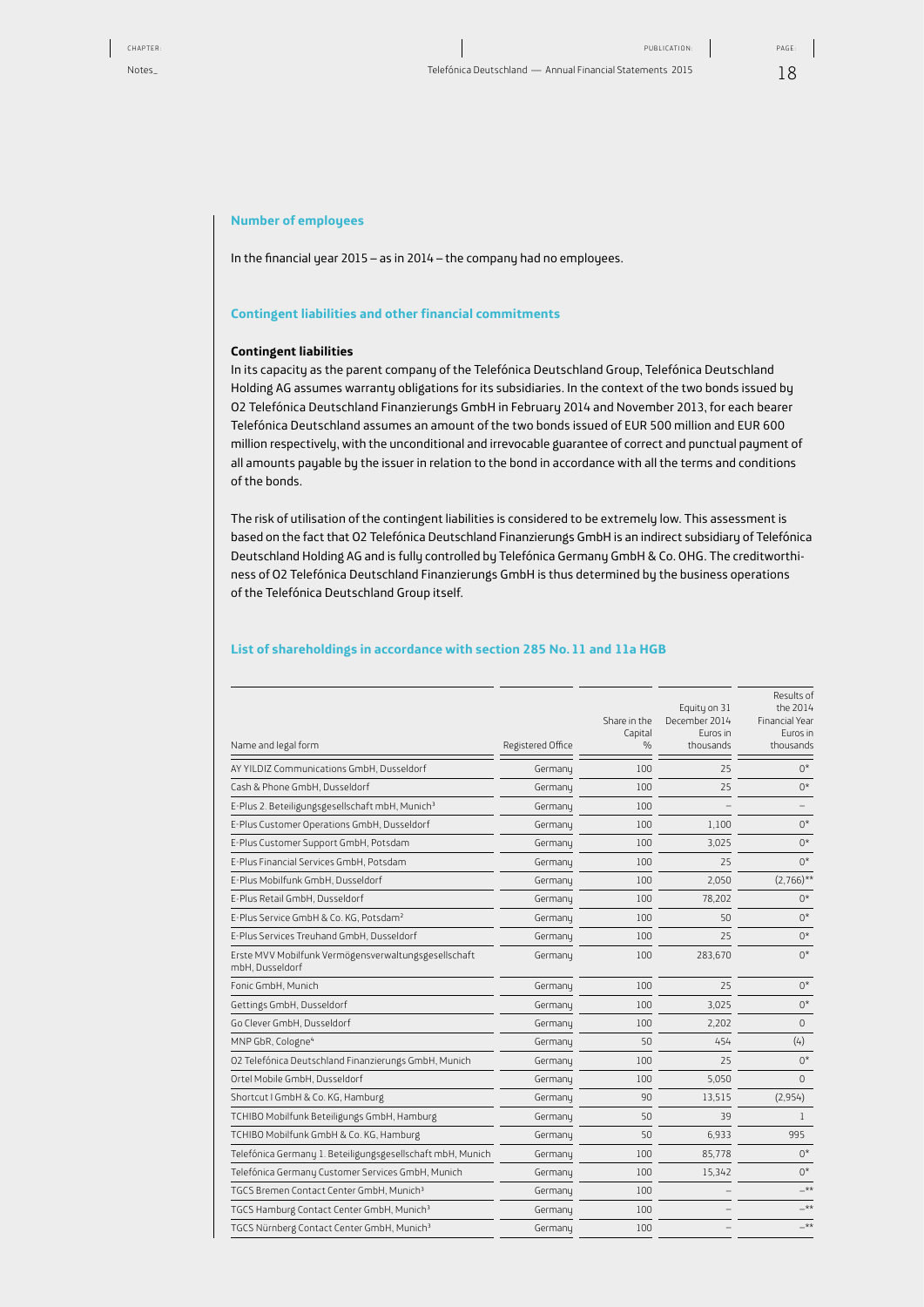## Number of employees

In the financial year 2015 – as in 2014 – the company had no employees.

## Contingent liabilities and other financial commitments

### Contingent liabilities

In its capacity as the parent company of the Telefónica Deutschland Group, Telefónica Deutschland Holding AG assumes warranty obligations for its subsidiaries. In the context of the two bonds issued by O2 Telefónica Deutschland Finanzierungs GmbH in February 2014 and November 2013, for each bearer Telefónica Deutschland assumes an amount of the two bonds issued of EUR 500 million and EUR 600 million respectively, with the unconditional and irrevocable guarantee of correct and punctual payment of all amounts payable by the issuer in relation to the bond in accordance with all the terms and conditions of the bonds.

The risk of utilisation of the contingent liabilities is considered to be extremely low. This assessment is based on the fact that O2 Telefónica Deutschland Finanzierungs GmbH is an indirect subsidiary of Telefónica Deutschland Holding AG and is fully controlled by Telefónica Germany GmbH & Co. OHG. The creditworthiness of O2 Telefónica Deutschland Finanzierungs GmbH is thus determined by the business operations of the Telefónica Deutschland Group itself.

## List of shareholdings in accordance with section 285 No. 11 and 11a HGB

| Name and legal form | Registered Office | Share in the Capital % | Equity on 31 December 2014 Euros in thousands | Results of the 2014 Financial Year Euros in thousands |
|---|---|---|---|---|
| AY YILDIZ Communications GmbH, Dusseldorf | Germany | 100 | 25 | 0* |
| Cash & Phone GmbH, Dusseldorf | Germany | 100 | 25 | 0* |
| E-Plus 2. Beteiligungsgesellschaft mbH, Munich[3] | Germany | 100 | – | – |
| E-Plus Customer Operations GmbH, Dusseldorf | Germany | 100 | 1,100 | 0* |
| E-Plus Customer Support GmbH, Potsdam | Germany | 100 | 3,025 | 0* |
| E-Plus Financial Services GmbH, Potsdam | Germany | 100 | 25 | 0* |
| E-Plus Mobilfunk GmbH, Dusseldorf | Germany | 100 | 2,050 | (2,766)** |
| E-Plus Retail GmbH, Dusseldorf | Germany | 100 | 78,202 | 0* |
| E-Plus Service GmbH & Co. KG, Potsdam[2] | Germany | 100 | 50 | 0* |
| E-Plus Services Treuhand GmbH, Dusseldorf | Germany | 100 | 25 | 0* |
| Erste MVV Mobilfunk Vermögensverwaltungsgesellschaft mbH, Dusseldorf | Germany | 100 | 283,670 | 0* |
| Fonic GmbH, Munich | Germany | 100 | 25 | 0* |
| Gettings GmbH, Dusseldorf | Germany | 100 | 3,025 | 0* |
| Go Clever GmbH, Dusseldorf | Germany | 100 | 2,202 | 0 |
| MNP GbR, Cologne[4] | Germany | 50 | 454 | (4) |
| O2 Telefónica Deutschland Finanzierungs GmbH, Munich | Germany | 100 | 25 | 0* |
| Ortel Mobile GmbH, Dusseldorf | Germany | 100 | 5,050 | 0 |
| Shortcut I GmbH & Co. KG, Hamburg | Germany | 90 | 13,515 | (2,954) |
| TCHIBO Mobilfunk Beteiligungs GmbH, Hamburg | Germany | 50 | 39 | 1 |
| TCHIBO Mobilfunk GmbH & Co. KG, Hamburg | Germany | 50 | 6,933 | 995 |
| Telefónica Germany 1. Beteiligungsgesellschaft mbH, Munich | Germany | 100 | 85,778 | 0* |
| Telefónica Germany Customer Services GmbH, Munich | Germany | 100 | 15,342 | 0* |
| TGCS Bremen Contact Center GmbH, Munich[3] | Germany | 100 | – | –** |
| TGCS Hamburg Contact Center GmbH, Munich[3] | Germany | 100 | – | –** |
| TGCS Nürnberg Contact Center GmbH, Munich[3] | Germany | 100 | – | –** |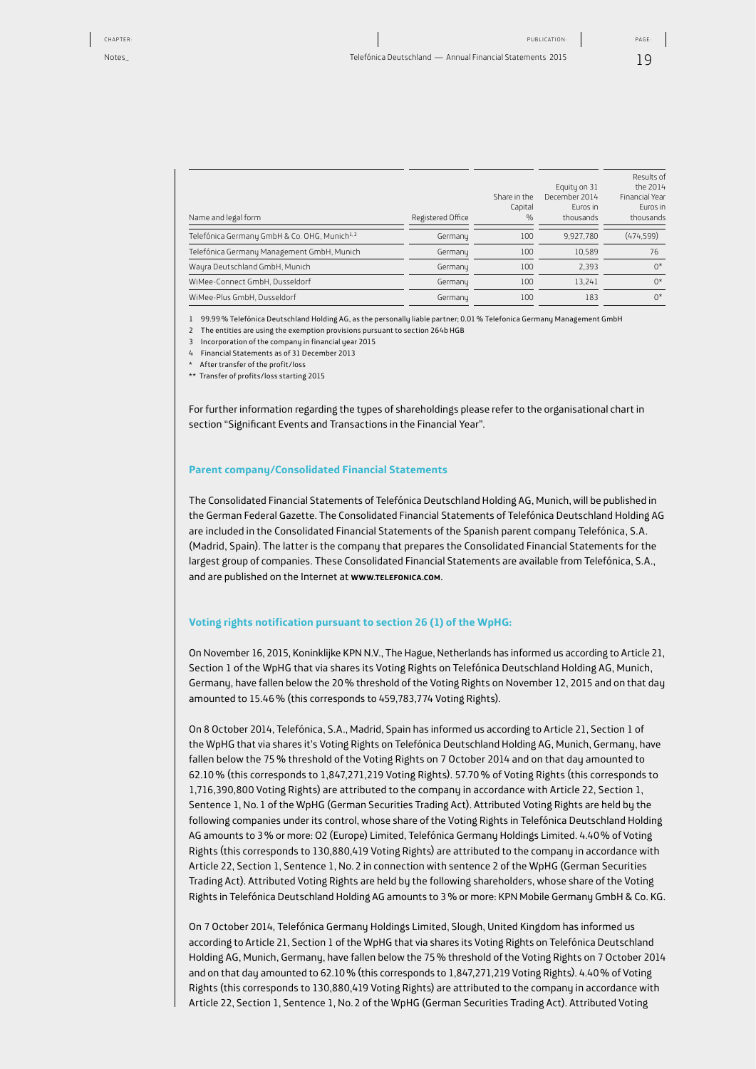| Name and legal form | Registered Office | Share in the Capital % | Equity on 31 December 2014 Euros in thousands | Results of the 2014 Financial Year Euros in thousands |
|---|---|---|---|---|
| Telefónica Germany GmbH & Co. OHG, Munich[1, 2] | Germany | 100 | 9,927,780 | (474,599) |
| Telefónica Germany Management GmbH, Munich | Germany | 100 | 10,589 | 76 |
| Wayra Deutschland GmbH, Munich | Germany | 100 | 2,393 | 0* |
| WiMee-Connect GmbH, Dusseldorf | Germany | 100 | 13,241 | 0* |
| WiMee-Plus GmbH, Dusseldorf | Germany | 100 | 183 | 0* |

1 99.99 % Telefónica Deutschland Holding AG, as the personally liable partner; 0.01 % Telefonica Germany Management GmbH
2 The entities are using the exemption provisions pursuant to section 264b HGB
3 Incorporation of the company in financial year 2015
4 Financial Statements as of 31 December 2013
\* After transfer of the profit/loss
\*\* Transfer of profits/loss starting 2015

For further information regarding the types of shareholdings please refer to the organisational chart in section "Significant Events and Transactions in the Financial Year".

### Parent company/Consolidated Financial Statements

The Consolidated Financial Statements of Telefónica Deutschland Holding AG, Munich, will be published in the German Federal Gazette. The Consolidated Financial Statements of Telefónica Deutschland Holding AG are included in the Consolidated Financial Statements of the Spanish parent company Telefónica, S.A. (Madrid, Spain). The latter is the company that prepares the Consolidated Financial Statements for the largest group of companies. These Consolidated Financial Statements are available from Telefónica, S.A., and are published on the Internet at **www.telefonica.com**.

### Voting rights notification pursuant to section 26 (1) of the WpHG:

On November 16, 2015, Koninklijke KPN N.V., The Hague, Netherlands has informed us according to Article 21, Section 1 of the WpHG that via shares its Voting Rights on Telefónica Deutschland Holding AG, Munich, Germany, have fallen below the 20 % threshold of the Voting Rights on November 12, 2015 and on that day amounted to 15.46 % (this corresponds to 459,783,774 Voting Rights).

On 8 October 2014, Telefónica, S.A., Madrid, Spain has informed us according to Article 21, Section 1 of the WpHG that via shares it's Voting Rights on Telefónica Deutschland Holding AG, Munich, Germany, have fallen below the 75 % threshold of the Voting Rights on 7 October 2014 and on that day amounted to 62.10 % (this corresponds to 1,847,271,219 Voting Rights). 57.70 % of Voting Rights (this corresponds to 1,716,390,800 Voting Rights) are attributed to the company in accordance with Article 22, Section 1, Sentence 1, No. 1 of the WpHG (German Securities Trading Act). Attributed Voting Rights are held by the following companies under its control, whose share of the Voting Rights in Telefónica Deutschland Holding AG amounts to 3 % or more: O2 (Europe) Limited, Telefónica Germany Holdings Limited. 4.40 % of Voting Rights (this corresponds to 130,880,419 Voting Rights) are attributed to the company in accordance with Article 22, Section 1, Sentence 1, No. 2 in connection with sentence 2 of the WpHG (German Securities Trading Act). Attributed Voting Rights are held by the following shareholders, whose share of the Voting Rights in Telefónica Deutschland Holding AG amounts to 3 % or more: KPN Mobile Germany GmbH & Co. KG.

On 7 October 2014, Telefónica Germany Holdings Limited, Slough, United Kingdom has informed us according to Article 21, Section 1 of the WpHG that via shares its Voting Rights on Telefónica Deutschland Holding AG, Munich, Germany, have fallen below the 75 % threshold of the Voting Rights on 7 October 2014 and on that day amounted to 62.10 % (this corresponds to 1,847,271,219 Voting Rights). 4.40 % of Voting Rights (this corresponds to 130,880,419 Voting Rights) are attributed to the company in accordance with Article 22, Section 1, Sentence 1, No. 2 of the WpHG (German Securities Trading Act). Attributed Voting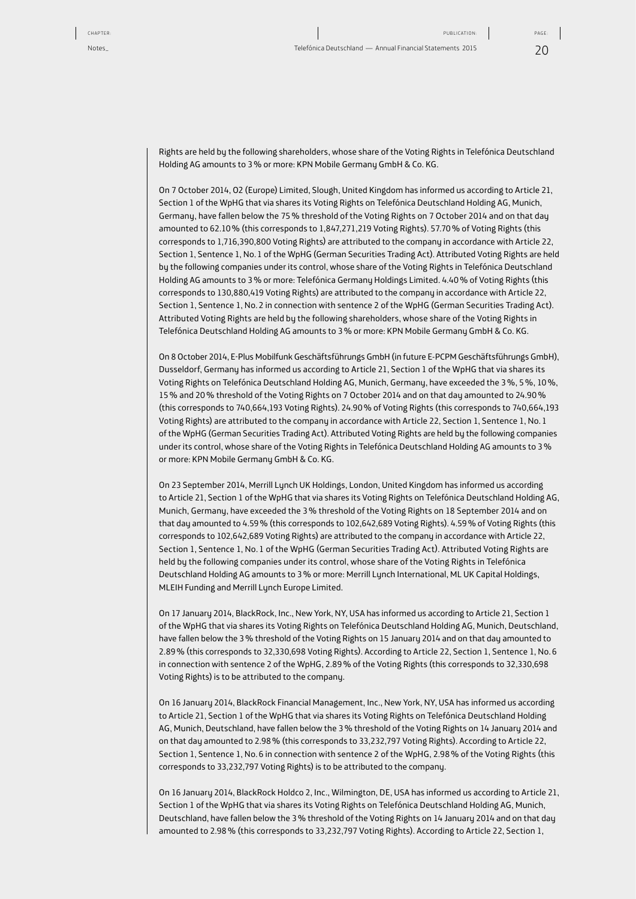Rights are held by the following shareholders, whose share of the Voting Rights in Telefónica Deutschland Holding AG amounts to 3 % or more: KPN Mobile Germany GmbH & Co. KG.

On 7 October 2014, O2 (Europe) Limited, Slough, United Kingdom has informed us according to Article 21, Section 1 of the WpHG that via shares its Voting Rights on Telefónica Deutschland Holding AG, Munich, Germany, have fallen below the 75 % threshold of the Voting Rights on 7 October 2014 and on that day amounted to 62.10 % (this corresponds to 1,847,271,219 Voting Rights). 57.70 % of Voting Rights (this corresponds to 1,716,390,800 Voting Rights) are attributed to the company in accordance with Article 22, Section 1, Sentence 1, No. 1 of the WpHG (German Securities Trading Act). Attributed Voting Rights are held by the following companies under its control, whose share of the Voting Rights in Telefónica Deutschland Holding AG amounts to 3 % or more: Telefónica Germany Holdings Limited. 4.40 % of Voting Rights (this corresponds to 130,880,419 Voting Rights) are attributed to the company in accordance with Article 22, Section 1, Sentence 1, No. 2 in connection with sentence 2 of the WpHG (German Securities Trading Act). Attributed Voting Rights are held by the following shareholders, whose share of the Voting Rights in Telefónica Deutschland Holding AG amounts to 3 % or more: KPN Mobile Germany GmbH & Co. KG.

On 8 October 2014, E-Plus Mobilfunk Geschäftsführungs GmbH (in future E-PCPM Geschäftsführungs GmbH), Dusseldorf, Germany has informed us according to Article 21, Section 1 of the WpHG that via shares its Voting Rights on Telefónica Deutschland Holding AG, Munich, Germany, have exceeded the 3 %, 5 %, 10 %, 15 % and 20 % threshold of the Voting Rights on 7 October 2014 and on that day amounted to 24.90 % (this corresponds to 740,664,193 Voting Rights). 24.90 % of Voting Rights (this corresponds to 740,664,193 Voting Rights) are attributed to the company in accordance with Article 22, Section 1, Sentence 1, No. 1 of the WpHG (German Securities Trading Act). Attributed Voting Rights are held by the following companies under its control, whose share of the Voting Rights in Telefónica Deutschland Holding AG amounts to 3 % or more: KPN Mobile Germany GmbH & Co. KG.

On 23 September 2014, Merrill Lynch UK Holdings, London, United Kingdom has informed us according to Article 21, Section 1 of the WpHG that via shares its Voting Rights on Telefónica Deutschland Holding AG, Munich, Germany, have exceeded the 3 % threshold of the Voting Rights on 18 September 2014 and on that day amounted to 4.59 % (this corresponds to 102,642,689 Voting Rights). 4.59 % of Voting Rights (this corresponds to 102,642,689 Voting Rights) are attributed to the company in accordance with Article 22, Section 1, Sentence 1, No. 1 of the WpHG (German Securities Trading Act). Attributed Voting Rights are held by the following companies under its control, whose share of the Voting Rights in Telefónica Deutschland Holding AG amounts to 3 % or more: Merrill Lynch International, ML UK Capital Holdings, MLEIH Funding and Merrill Lynch Europe Limited.

On 17 January 2014, BlackRock, Inc., New York, NY, USA has informed us according to Article 21, Section 1 of the WpHG that via shares its Voting Rights on Telefónica Deutschland Holding AG, Munich, Deutschland, have fallen below the 3 % threshold of the Voting Rights on 15 January 2014 and on that day amounted to 2.89 % (this corresponds to 32,330,698 Voting Rights). According to Article 22, Section 1, Sentence 1, No. 6 in connection with sentence 2 of the WpHG, 2.89 % of the Voting Rights (this corresponds to 32,330,698 Voting Rights) is to be attributed to the company.

On 16 January 2014, BlackRock Financial Management, Inc., New York, NY, USA has informed us according to Article 21, Section 1 of the WpHG that via shares its Voting Rights on Telefónica Deutschland Holding AG, Munich, Deutschland, have fallen below the 3 % threshold of the Voting Rights on 14 January 2014 and on that day amounted to 2.98 % (this corresponds to 33,232,797 Voting Rights). According to Article 22, Section 1, Sentence 1, No. 6 in connection with sentence 2 of the WpHG, 2.98 % of the Voting Rights (this corresponds to 33,232,797 Voting Rights) is to be attributed to the company.

On 16 January 2014, BlackRock Holdco 2, Inc., Wilmington, DE, USA has informed us according to Article 21, Section 1 of the WpHG that via shares its Voting Rights on Telefónica Deutschland Holding AG, Munich, Deutschland, have fallen below the 3 % threshold of the Voting Rights on 14 January 2014 and on that day amounted to 2.98 % (this corresponds to 33,232,797 Voting Rights). According to Article 22, Section 1,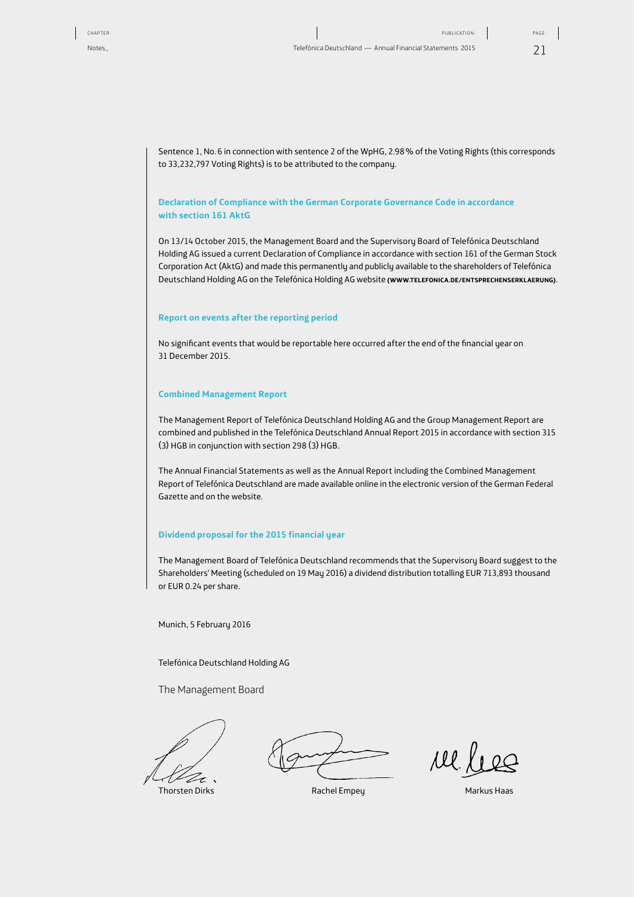Sentence 1, No. 6 in connection with sentence 2 of the WpHG, 2.98 % of the Voting Rights (this corresponds to 33,232,797 Voting Rights) is to be attributed to the company.

### Declaration of Compliance with the German Corporate Governance Code in accordance with section 161 AktG

On 13/14 October 2015, the Management Board and the Supervisory Board of Telefónica Deutschland Holding AG issued a current Declaration of Compliance in accordance with section 161 of the German Stock Corporation Act (AktG) and made this permanently and publicly available to the shareholders of Telefónica Deutschland Holding AG on the Telefónica Holding AG website **(WWW.TELEFONICA.DE/ENTSPRECHENSERKLAERUNG)**.

### Report on events after the reporting period

No significant events that would be reportable here occurred after the end of the financial year on 31 December 2015.

### Combined Management Report

The Management Report of Telefónica Deutschland Holding AG and the Group Management Report are combined and published in the Telefónica Deutschland Annual Report 2015 in accordance with section 315 (3) HGB in conjunction with section 298 (3) HGB.

The Annual Financial Statements as well as the Annual Report including the Combined Management Report of Telefónica Deutschland are made available online in the electronic version of the German Federal Gazette and on the website.

### Dividend proposal for the 2015 financial year

The Management Board of Telefónica Deutschland recommends that the Supervisory Board suggest to the Shareholders' Meeting (scheduled on 19 May 2016) a dividend distribution totalling EUR 713,893 thousand or EUR 0.24 per share.

Munich, 5 February 2016

Telefónica Deutschland Holding AG

The Management Board

Thorsten Dirks    Rachel Empey    Markus Haas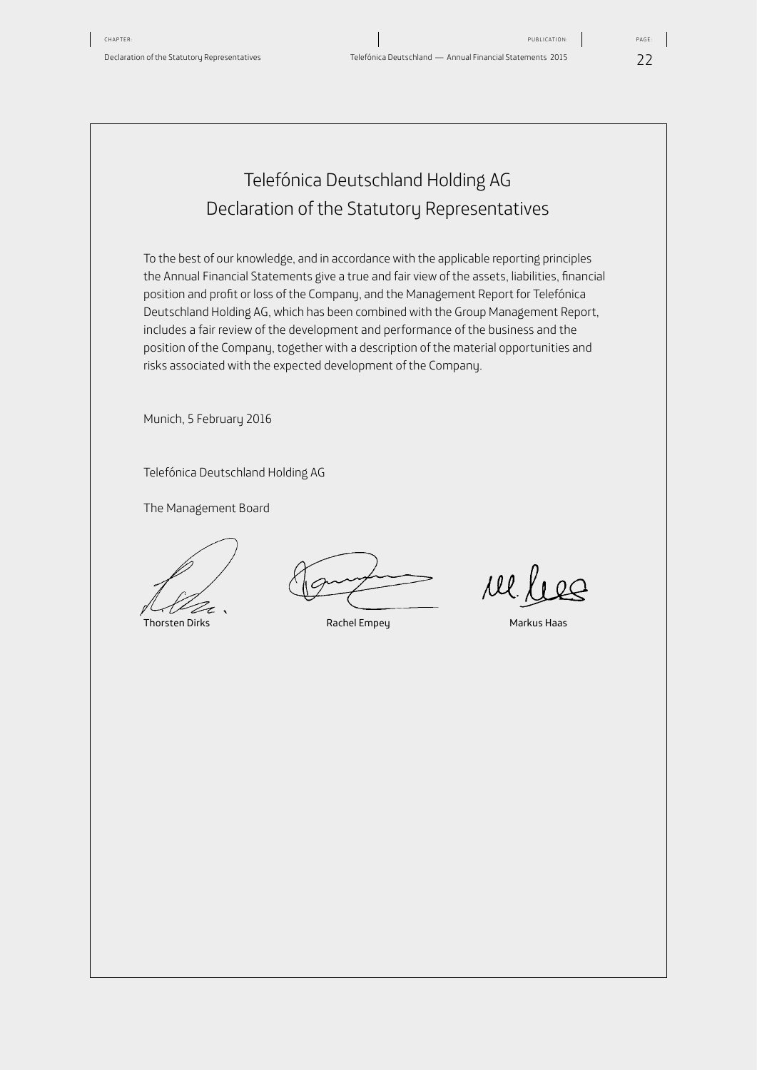# Telefónica Deutschland Holding AG
# Declaration of the Statutory Representatives

To the best of our knowledge, and in accordance with the applicable reporting principles the Annual Financial Statements give a true and fair view of the assets, liabilities, financial position and profit or loss of the Company, and the Management Report for Telefónica Deutschland Holding AG, which has been combined with the Group Management Report, includes a fair review of the development and performance of the business and the position of the Company, together with a description of the material opportunities and risks associated with the expected development of the Company.

Munich, 5 February 2016

Telefónica Deutschland Holding AG

The Management Board

Thorsten Dirks | Rachel Empey | Markus Haas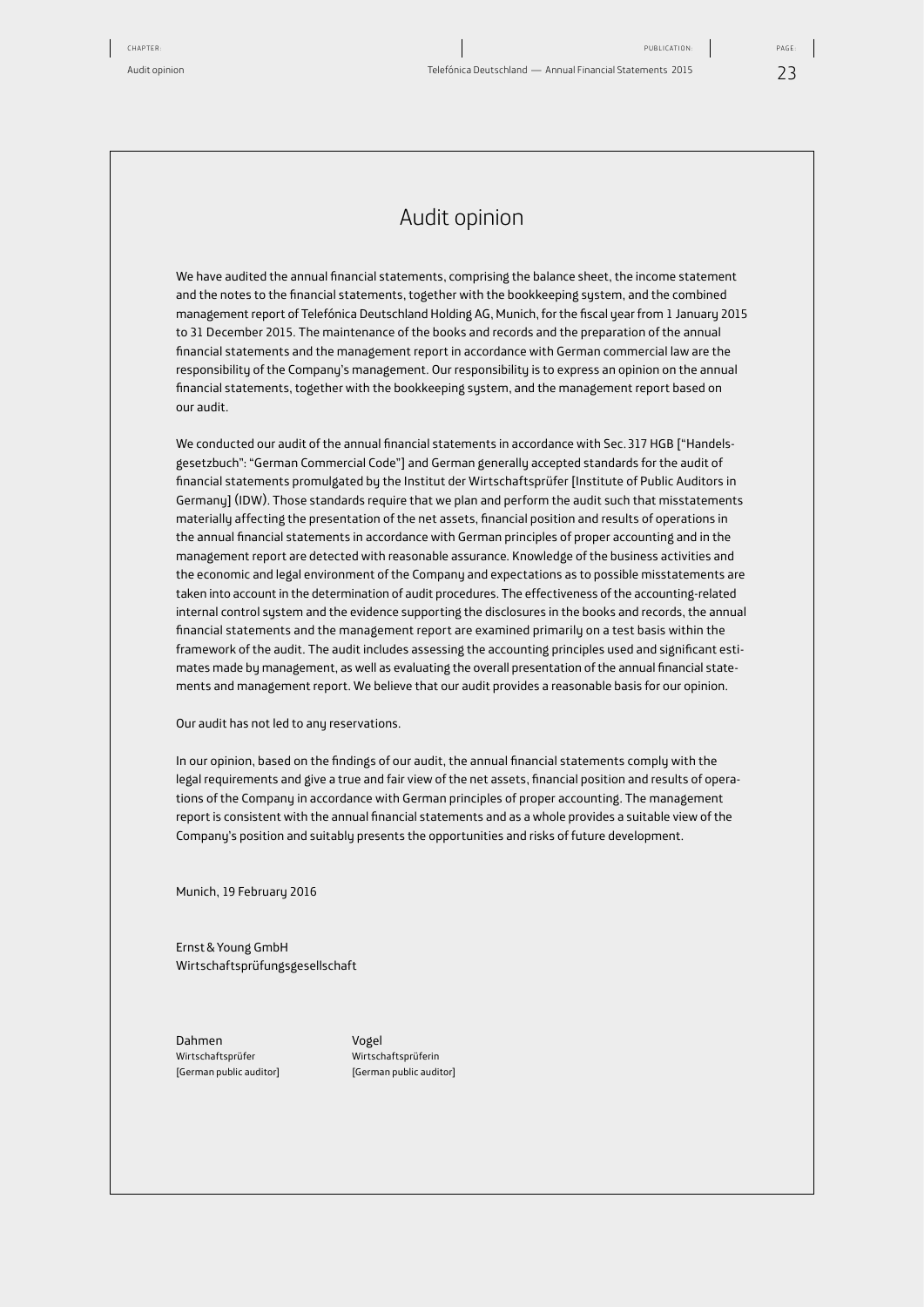# Audit opinion

We have audited the annual financial statements, comprising the balance sheet, the income statement and the notes to the financial statements, together with the bookkeeping system, and the combined management report of Telefónica Deutschland Holding AG, Munich, for the fiscal year from 1 January 2015 to 31 December 2015. The maintenance of the books and records and the preparation of the annual financial statements and the management report in accordance with German commercial law are the responsibility of the Company's management. Our responsibility is to express an opinion on the annual financial statements, together with the bookkeeping system, and the management report based on our audit.

We conducted our audit of the annual financial statements in accordance with Sec. 317 HGB ["Handelsgesetzbuch": "German Commercial Code"] and German generally accepted standards for the audit of financial statements promulgated by the Institut der Wirtschaftsprüfer [Institute of Public Auditors in Germany] (IDW). Those standards require that we plan and perform the audit such that misstatements materially affecting the presentation of the net assets, financial position and results of operations in the annual financial statements in accordance with German principles of proper accounting and in the management report are detected with reasonable assurance. Knowledge of the business activities and the economic and legal environment of the Company and expectations as to possible misstatements are taken into account in the determination of audit procedures. The effectiveness of the accounting-related internal control system and the evidence supporting the disclosures in the books and records, the annual financial statements and the management report are examined primarily on a test basis within the framework of the audit. The audit includes assessing the accounting principles used and significant estimates made by management, as well as evaluating the overall presentation of the annual financial statements and management report. We believe that our audit provides a reasonable basis for our opinion.

Our audit has not led to any reservations.

In our opinion, based on the findings of our audit, the annual financial statements comply with the legal requirements and give a true and fair view of the net assets, financial position and results of operations of the Company in accordance with German principles of proper accounting. The management report is consistent with the annual financial statements and as a whole provides a suitable view of the Company's position and suitably presents the opportunities and risks of future development.

Munich, 19 February 2016

Ernst & Young GmbH
Wirtschaftsprüfungsgesellschaft

| Dahmen | Vogel |
|---|---|
| Wirtschaftsprüfer | Wirtschaftsprüferin |
| [German public auditor] | [German public auditor] |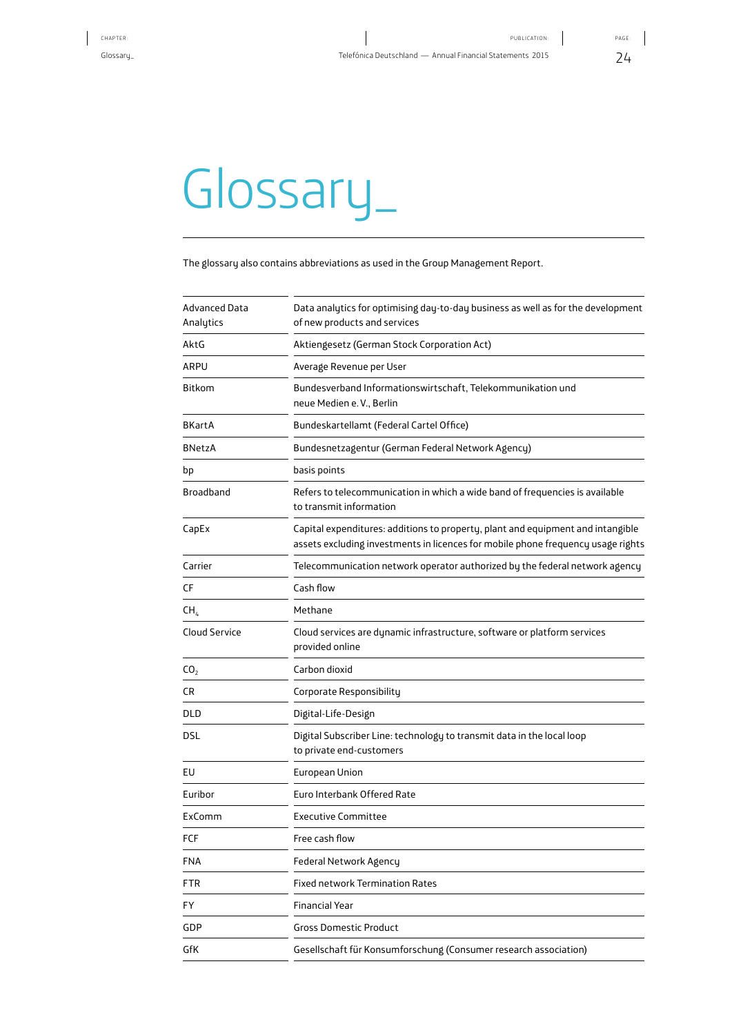# Glossary_

The glossary also contains abbreviations as used in the Group Management Report.

| | |
|---|---|
| Advanced Data Analytics | Data analytics for optimising day-to-day business as well as for the development of new products and services |
| AktG | Aktiengesetz (German Stock Corporation Act) |
| ARPU | Average Revenue per User |
| Bitkom | Bundesverband Informationswirtschaft, Telekommunikation und neue Medien e. V., Berlin |
| BKartA | Bundeskartellamt (Federal Cartel Office) |
| BNetzA | Bundesnetzagentur (German Federal Network Agency) |
| bp | basis points |
| Broadband | Refers to telecommunication in which a wide band of frequencies is available to transmit information |
| CapEx | Capital expenditures: additions to property, plant and equipment and intangible assets excluding investments in licences for mobile phone frequency usage rights |
| Carrier | Telecommunication network operator authorized by the federal network agency |
| CF | Cash flow |
| $CH_4$ | Methane |
| Cloud Service | Cloud services are dynamic infrastructure, software or platform services provided online |
| $CO_2$ | Carbon dioxid |
| CR | Corporate Responsibility |
| DLD | Digital-Life-Design |
| DSL | Digital Subscriber Line: technology to transmit data in the local loop to private end-customers |
| EU | European Union |
| Euribor | Euro Interbank Offered Rate |
| ExComm | Executive Committee |
| FCF | Free cash flow |
| FNA | Federal Network Agency |
| FTR | Fixed network Termination Rates |
| FY | Financial Year |
| GDP | Gross Domestic Product |
| GfK | Gesellschaft für Konsumforschung (Consumer research association) |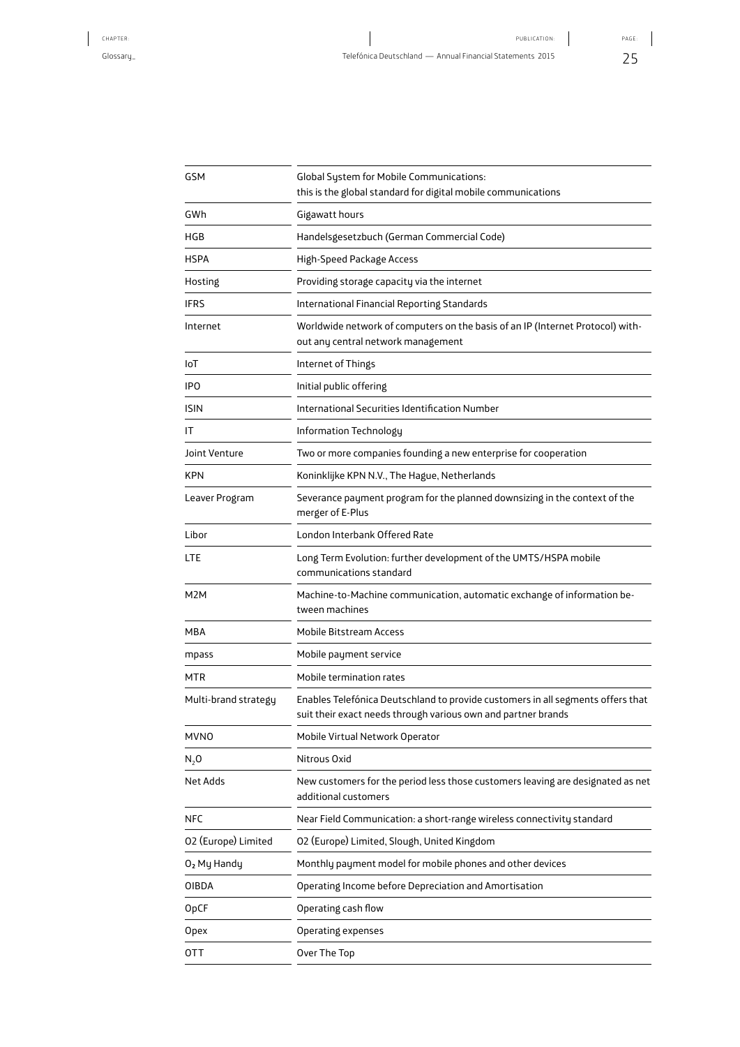| | |
|---|---|
| GSM | Global System for Mobile Communications: this is the global standard for digital mobile communications |
| GWh | Gigawatt hours |
| HGB | Handelsgesetzbuch (German Commercial Code) |
| HSPA | High-Speed Package Access |
| Hosting | Providing storage capacity via the internet |
| IFRS | International Financial Reporting Standards |
| Internet | Worldwide network of computers on the basis of an IP (Internet Protocol) without any central network management |
| IoT | Internet of Things |
| IPO | Initial public offering |
| ISIN | International Securities Identification Number |
| IT | Information Technology |
| Joint Venture | Two or more companies founding a new enterprise for cooperation |
| KPN | Koninklijke KPN N.V., The Hague, Netherlands |
| Leaver Program | Severance payment program for the planned downsizing in the context of the merger of E-Plus |
| Libor | London Interbank Offered Rate |
| LTE | Long Term Evolution: further development of the UMTS/HSPA mobile communications standard |
| M2M | Machine-to-Machine communication, automatic exchange of information between machines |
| MBA | Mobile Bitstream Access |
| mpass | Mobile payment service |
| MTR | Mobile termination rates |
| Multi-brand strategy | Enables Telefónica Deutschland to provide customers in all segments offers that suit their exact needs through various own and partner brands |
| MVNO | Mobile Virtual Network Operator |
| $N_2O$ | Nitrous Oxid |
| Net Adds | New customers for the period less those customers leaving are designated as net additional customers |
| NFC | Near Field Communication: a short-range wireless connectivity standard |
| O2 (Europe) Limited | O2 (Europe) Limited, Slough, United Kingdom |
| $O_2$ My Handy | Monthly payment model for mobile phones and other devices |
| OIBDA | Operating Income before Depreciation and Amortisation |
| OpCF | Operating cash flow |
| Opex | Operating expenses |
| OTT | Over The Top |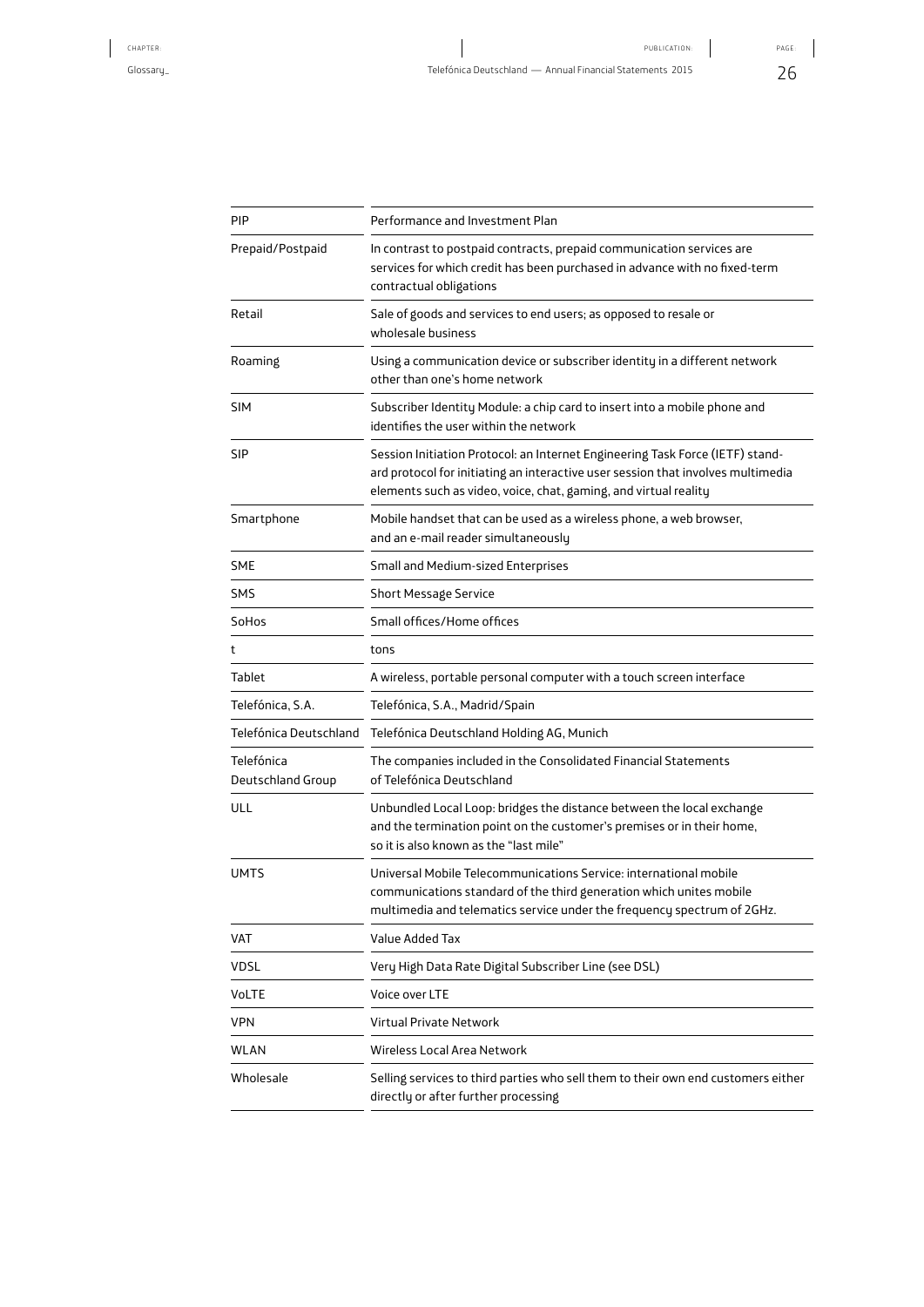| | |
|---|---|
| PIP | Performance and Investment Plan |
| Prepaid/Postpaid | In contrast to postpaid contracts, prepaid communication services are services for which credit has been purchased in advance with no fixed-term contractual obligations |
| Retail | Sale of goods and services to end users; as opposed to resale or wholesale business |
| Roaming | Using a communication device or subscriber identity in a different network other than one's home network |
| SIM | Subscriber Identity Module: a chip card to insert into a mobile phone and identifies the user within the network |
| SIP | Session Initiation Protocol: an Internet Engineering Task Force (IETF) standard protocol for initiating an interactive user session that involves multimedia elements such as video, voice, chat, gaming, and virtual reality |
| Smartphone | Mobile handset that can be used as a wireless phone, a web browser, and an e-mail reader simultaneously |
| SME | Small and Medium-sized Enterprises |
| SMS | Short Message Service |
| SoHos | Small offices/Home offices |
| t | tons |
| Tablet | A wireless, portable personal computer with a touch screen interface |
| Telefónica, S.A. | Telefónica, S.A., Madrid/Spain |
| Telefónica Deutschland | Telefónica Deutschland Holding AG, Munich |
| Telefónica Deutschland Group | The companies included in the Consolidated Financial Statements of Telefónica Deutschland |
| ULL | Unbundled Local Loop: bridges the distance between the local exchange and the termination point on the customer's premises or in their home, so it is also known as the "last mile" |
| UMTS | Universal Mobile Telecommunications Service: international mobile communications standard of the third generation which unites mobile multimedia and telematics service under the frequency spectrum of 2GHz. |
| VAT | Value Added Tax |
| VDSL | Very High Data Rate Digital Subscriber Line (see DSL) |
| VoLTE | Voice over LTE |
| VPN | Virtual Private Network |
| WLAN | Wireless Local Area Network |
| Wholesale | Selling services to third parties who sell them to their own end customers either directly or after further processing |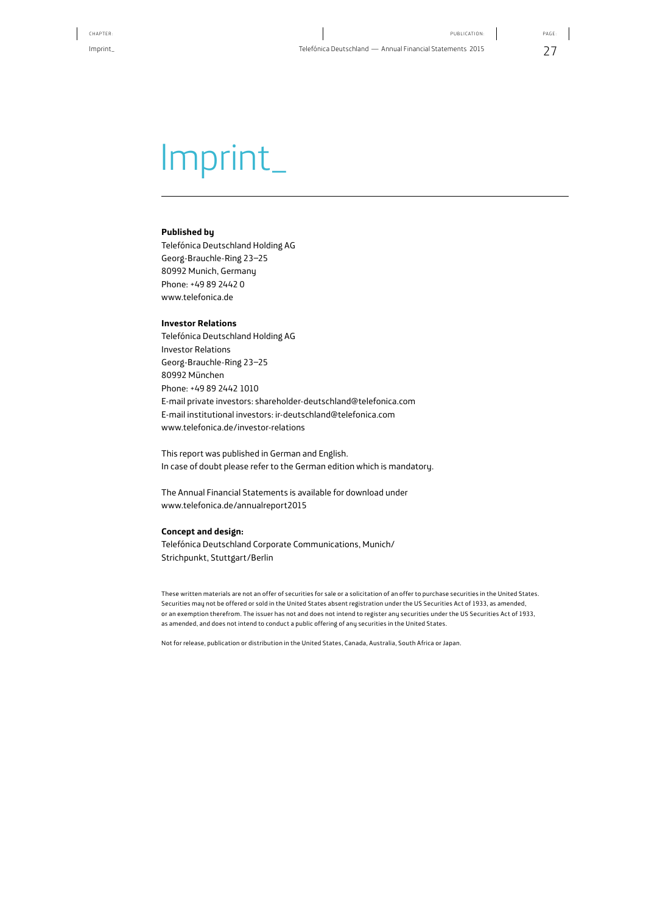# Imprint_

**Published by**
Telefónica Deutschland Holding AG
Georg-Brauchle-Ring 23–25
80992 Munich, Germany
Phone: +49 89 2442 0
www.telefonica.de

**Investor Relations**
Telefónica Deutschland Holding AG
Investor Relations
Georg-Brauchle-Ring 23–25
80992 München
Phone: +49 89 2442 1010
E-mail private investors: shareholder-deutschland@telefonica.com
E-mail institutional investors: ir-deutschland@telefonica.com
www.telefonica.de/investor-relations

This report was published in German and English.
In case of doubt please refer to the German edition which is mandatory.

The Annual Financial Statements is available for download under
www.telefonica.de/annualreport2015

**Concept and design:**
Telefónica Deutschland Corporate Communications, Munich/
Strichpunkt, Stuttgart/Berlin

These written materials are not an offer of securities for sale or a solicitation of an offer to purchase securities in the United States. Securities may not be offered or sold in the United States absent registration under the US Securities Act of 1933, as amended, or an exemption therefrom. The issuer has not and does not intend to register any securities under the US Securities Act of 1933, as amended, and does not intend to conduct a public offering of any securities in the United States.

Not for release, publication or distribution in the United States, Canada, Australia, South Africa or Japan.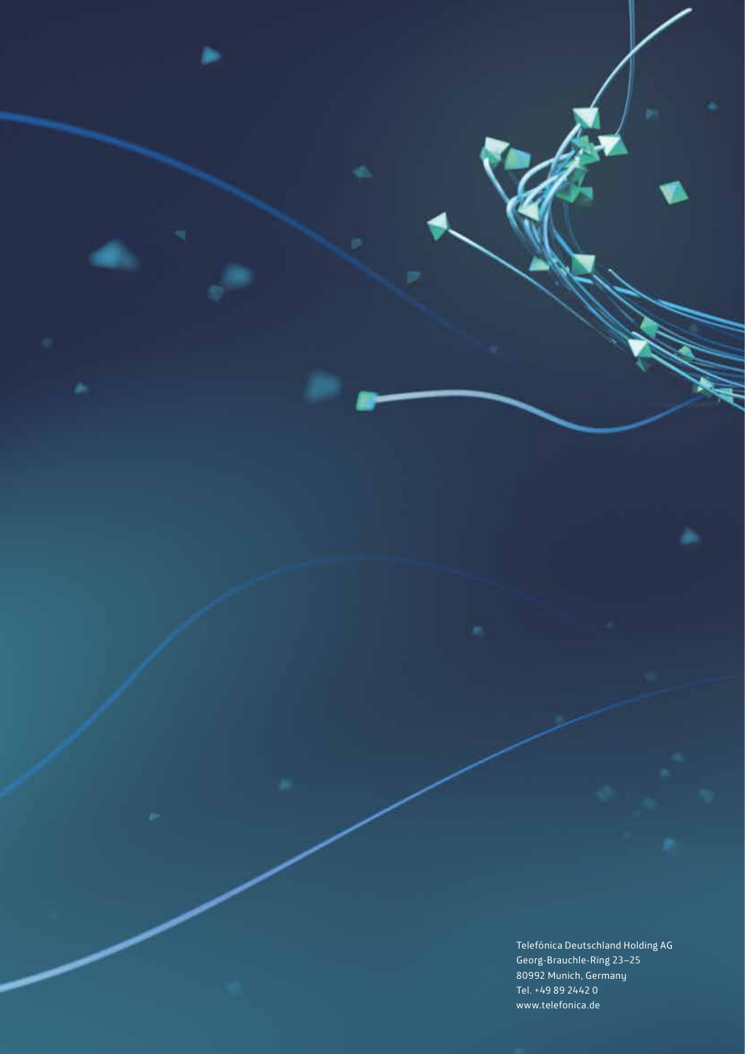Telefónica Deutschland Holding AG
Georg-Brauchle-Ring 23–25
80992 Munich, Germany
Tel. +49 89 2442 0
www.telefonica.de